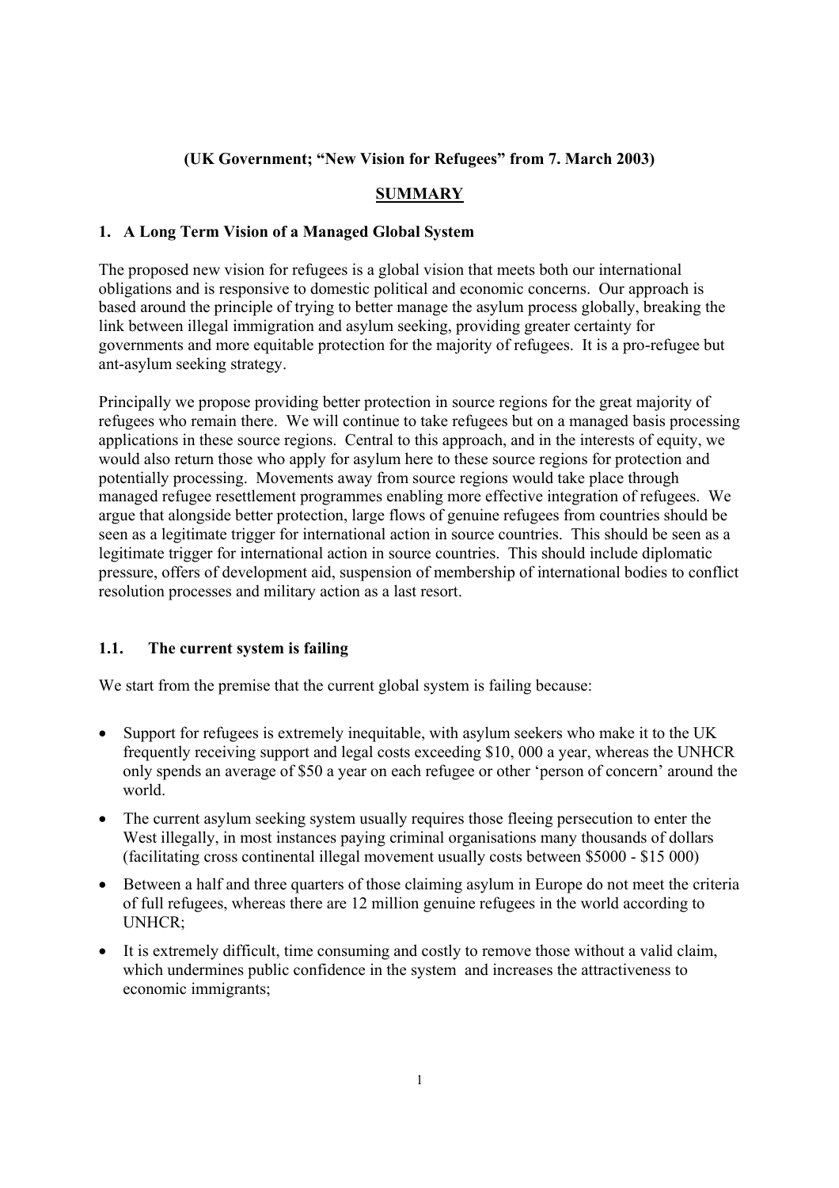**(UK Government; "New Vision for Refugees" from 7. March 2003)**

## SUMMARY

### 1. A Long Term Vision of a Managed Global System

The proposed new vision for refugees is a global vision that meets both our international obligations and is responsive to domestic political and economic concerns. Our approach is based around the principle of trying to better manage the asylum process globally, breaking the link between illegal immigration and asylum seeking, providing greater certainty for governments and more equitable protection for the majority of refugees. It is a pro-refugee but ant-asylum seeking strategy.

Principally we propose providing better protection in source regions for the great majority of refugees who remain there. We will continue to take refugees but on a managed basis processing applications in these source regions. Central to this approach, and in the interests of equity, we would also return those who apply for asylum here to these source regions for protection and potentially processing. Movements away from source regions would take place through managed refugee resettlement programmes enabling more effective integration of refugees. We argue that alongside better protection, large flows of genuine refugees from countries should be seen as a legitimate trigger for international action in source countries. This should be seen as a legitimate trigger for international action in source countries. This should include diplomatic pressure, offers of development aid, suspension of membership of international bodies to conflict resolution processes and military action as a last resort.

### 1.1. The current system is failing

We start from the premise that the current global system is failing because:

- Support for refugees is extremely inequitable, with asylum seekers who make it to the UK frequently receiving support and legal costs exceeding $10, 000 a year, whereas the UNHCR only spends an average of $50 a year on each refugee or other 'person of concern' around the world.
- The current asylum seeking system usually requires those fleeing persecution to enter the West illegally, in most instances paying criminal organisations many thousands of dollars (facilitating cross continental illegal movement usually costs between $5000 - $15 000)
- Between a half and three quarters of those claiming asylum in Europe do not meet the criteria of full refugees, whereas there are 12 million genuine refugees in the world according to UNHCR;
- It is extremely difficult, time consuming and costly to remove those without a valid claim, which undermines public confidence in the system and increases the attractiveness to economic immigrants;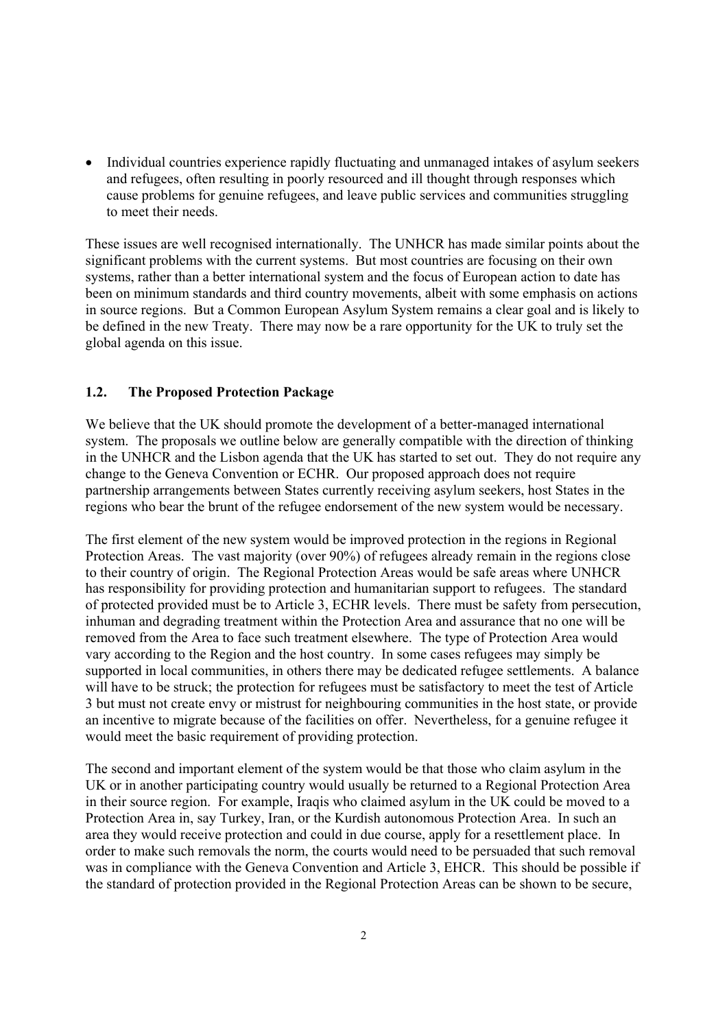- Individual countries experience rapidly fluctuating and unmanaged intakes of asylum seekers and refugees, often resulting in poorly resourced and ill thought through responses which cause problems for genuine refugees, and leave public services and communities struggling to meet their needs.

These issues are well recognised internationally. The UNHCR has made similar points about the significant problems with the current systems. But most countries are focusing on their own systems, rather than a better international system and the focus of European action to date has been on minimum standards and third country movements, albeit with some emphasis on actions in source regions. But a Common European Asylum System remains a clear goal and is likely to be defined in the new Treaty. There may now be a rare opportunity for the UK to truly set the global agenda on this issue.

### 1.2. The Proposed Protection Package

We believe that the UK should promote the development of a better-managed international system. The proposals we outline below are generally compatible with the direction of thinking in the UNHCR and the Lisbon agenda that the UK has started to set out. They do not require any change to the Geneva Convention or ECHR. Our proposed approach does not require partnership arrangements between States currently receiving asylum seekers, host States in the regions who bear the brunt of the refugee endorsement of the new system would be necessary.

The first element of the new system would be improved protection in the regions in Regional Protection Areas. The vast majority (over 90%) of refugees already remain in the regions close to their country of origin. The Regional Protection Areas would be safe areas where UNHCR has responsibility for providing protection and humanitarian support to refugees. The standard of protected provided must be to Article 3, ECHR levels. There must be safety from persecution, inhuman and degrading treatment within the Protection Area and assurance that no one will be removed from the Area to face such treatment elsewhere. The type of Protection Area would vary according to the Region and the host country. In some cases refugees may simply be supported in local communities, in others there may be dedicated refugee settlements. A balance will have to be struck; the protection for refugees must be satisfactory to meet the test of Article 3 but must not create envy or mistrust for neighbouring communities in the host state, or provide an incentive to migrate because of the facilities on offer. Nevertheless, for a genuine refugee it would meet the basic requirement of providing protection.

The second and important element of the system would be that those who claim asylum in the UK or in another participating country would usually be returned to a Regional Protection Area in their source region. For example, Iraqis who claimed asylum in the UK could be moved to a Protection Area in, say Turkey, Iran, or the Kurdish autonomous Protection Area. In such an area they would receive protection and could in due course, apply for a resettlement place. In order to make such removals the norm, the courts would need to be persuaded that such removal was in compliance with the Geneva Convention and Article 3, EHCR. This should be possible if the standard of protection provided in the Regional Protection Areas can be shown to be secure,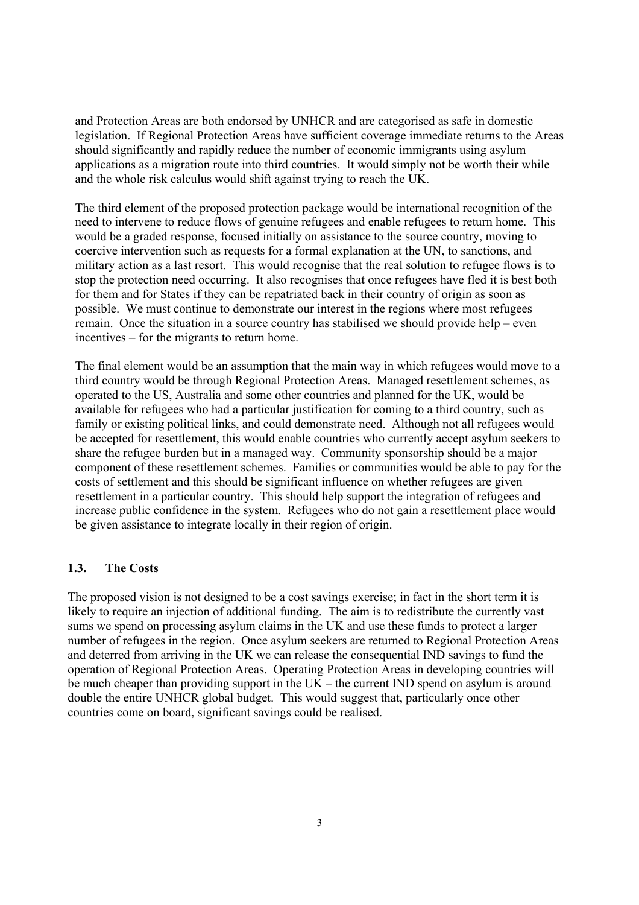and Protection Areas are both endorsed by UNHCR and are categorised as safe in domestic legislation. If Regional Protection Areas have sufficient coverage immediate returns to the Areas should significantly and rapidly reduce the number of economic immigrants using asylum applications as a migration route into third countries. It would simply not be worth their while and the whole risk calculus would shift against trying to reach the UK.

The third element of the proposed protection package would be international recognition of the need to intervene to reduce flows of genuine refugees and enable refugees to return home. This would be a graded response, focused initially on assistance to the source country, moving to coercive intervention such as requests for a formal explanation at the UN, to sanctions, and military action as a last resort. This would recognise that the real solution to refugee flows is to stop the protection need occurring. It also recognises that once refugees have fled it is best both for them and for States if they can be repatriated back in their country of origin as soon as possible. We must continue to demonstrate our interest in the regions where most refugees remain. Once the situation in a source country has stabilised we should provide help – even incentives – for the migrants to return home.

The final element would be an assumption that the main way in which refugees would move to a third country would be through Regional Protection Areas. Managed resettlement schemes, as operated to the US, Australia and some other countries and planned for the UK, would be available for refugees who had a particular justification for coming to a third country, such as family or existing political links, and could demonstrate need. Although not all refugees would be accepted for resettlement, this would enable countries who currently accept asylum seekers to share the refugee burden but in a managed way. Community sponsorship should be a major component of these resettlement schemes. Families or communities would be able to pay for the costs of settlement and this should be significant influence on whether refugees are given resettlement in a particular country. This should help support the integration of refugees and increase public confidence in the system. Refugees who do not gain a resettlement place would be given assistance to integrate locally in their region of origin.

### 1.3. The Costs

The proposed vision is not designed to be a cost savings exercise; in fact in the short term it is likely to require an injection of additional funding. The aim is to redistribute the currently vast sums we spend on processing asylum claims in the UK and use these funds to protect a larger number of refugees in the region. Once asylum seekers are returned to Regional Protection Areas and deterred from arriving in the UK we can release the consequential IND savings to fund the operation of Regional Protection Areas. Operating Protection Areas in developing countries will be much cheaper than providing support in the UK – the current IND spend on asylum is around double the entire UNHCR global budget. This would suggest that, particularly once other countries come on board, significant savings could be realised.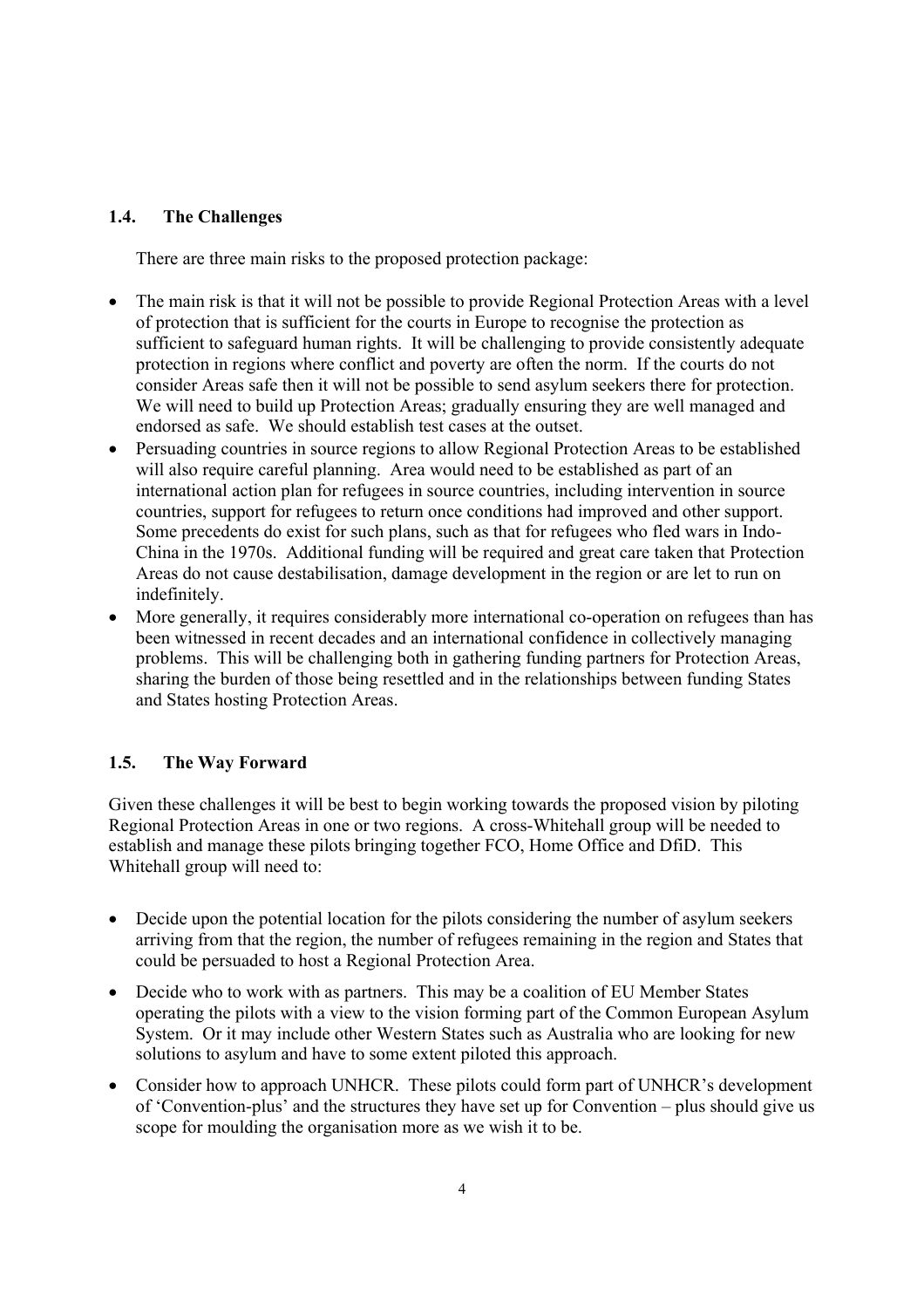### 1.4. The Challenges

There are three main risks to the proposed protection package:

- The main risk is that it will not be possible to provide Regional Protection Areas with a level of protection that is sufficient for the courts in Europe to recognise the protection as sufficient to safeguard human rights. It will be challenging to provide consistently adequate protection in regions where conflict and poverty are often the norm. If the courts do not consider Areas safe then it will not be possible to send asylum seekers there for protection. We will need to build up Protection Areas; gradually ensuring they are well managed and endorsed as safe. We should establish test cases at the outset.
- Persuading countries in source regions to allow Regional Protection Areas to be established will also require careful planning. Area would need to be established as part of an international action plan for refugees in source countries, including intervention in source countries, support for refugees to return once conditions had improved and other support. Some precedents do exist for such plans, such as that for refugees who fled wars in Indo-China in the 1970s. Additional funding will be required and great care taken that Protection Areas do not cause destabilisation, damage development in the region or are let to run on indefinitely.
- More generally, it requires considerably more international co-operation on refugees than has been witnessed in recent decades and an international confidence in collectively managing problems. This will be challenging both in gathering funding partners for Protection Areas, sharing the burden of those being resettled and in the relationships between funding States and States hosting Protection Areas.

### 1.5. The Way Forward

Given these challenges it will be best to begin working towards the proposed vision by piloting Regional Protection Areas in one or two regions. A cross-Whitehall group will be needed to establish and manage these pilots bringing together FCO, Home Office and DfiD. This Whitehall group will need to:

- Decide upon the potential location for the pilots considering the number of asylum seekers arriving from that the region, the number of refugees remaining in the region and States that could be persuaded to host a Regional Protection Area.
- Decide who to work with as partners. This may be a coalition of EU Member States operating the pilots with a view to the vision forming part of the Common European Asylum System. Or it may include other Western States such as Australia who are looking for new solutions to asylum and have to some extent piloted this approach.
- Consider how to approach UNHCR. These pilots could form part of UNHCR's development of 'Convention-plus' and the structures they have set up for Convention – plus should give us scope for moulding the organisation more as we wish it to be.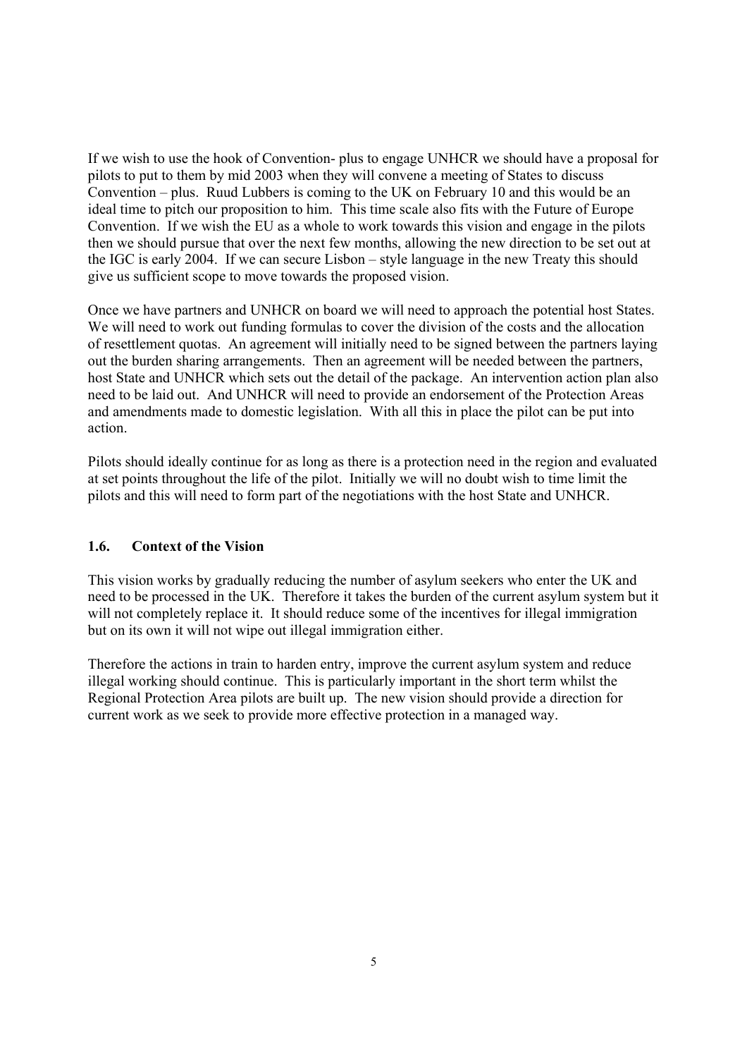If we wish to use the hook of Convention- plus to engage UNHCR we should have a proposal for pilots to put to them by mid 2003 when they will convene a meeting of States to discuss Convention – plus. Ruud Lubbers is coming to the UK on February 10 and this would be an ideal time to pitch our proposition to him. This time scale also fits with the Future of Europe Convention. If we wish the EU as a whole to work towards this vision and engage in the pilots then we should pursue that over the next few months, allowing the new direction to be set out at the IGC is early 2004. If we can secure Lisbon – style language in the new Treaty this should give us sufficient scope to move towards the proposed vision.

Once we have partners and UNHCR on board we will need to approach the potential host States. We will need to work out funding formulas to cover the division of the costs and the allocation of resettlement quotas. An agreement will initially need to be signed between the partners laying out the burden sharing arrangements. Then an agreement will be needed between the partners, host State and UNHCR which sets out the detail of the package. An intervention action plan also need to be laid out. And UNHCR will need to provide an endorsement of the Protection Areas and amendments made to domestic legislation. With all this in place the pilot can be put into action.

Pilots should ideally continue for as long as there is a protection need in the region and evaluated at set points throughout the life of the pilot. Initially we will no doubt wish to time limit the pilots and this will need to form part of the negotiations with the host State and UNHCR.

### 1.6. Context of the Vision

This vision works by gradually reducing the number of asylum seekers who enter the UK and need to be processed in the UK. Therefore it takes the burden of the current asylum system but it will not completely replace it. It should reduce some of the incentives for illegal immigration but on its own it will not wipe out illegal immigration either.

Therefore the actions in train to harden entry, improve the current asylum system and reduce illegal working should continue. This is particularly important in the short term whilst the Regional Protection Area pilots are built up. The new vision should provide a direction for current work as we seek to provide more effective protection in a managed way.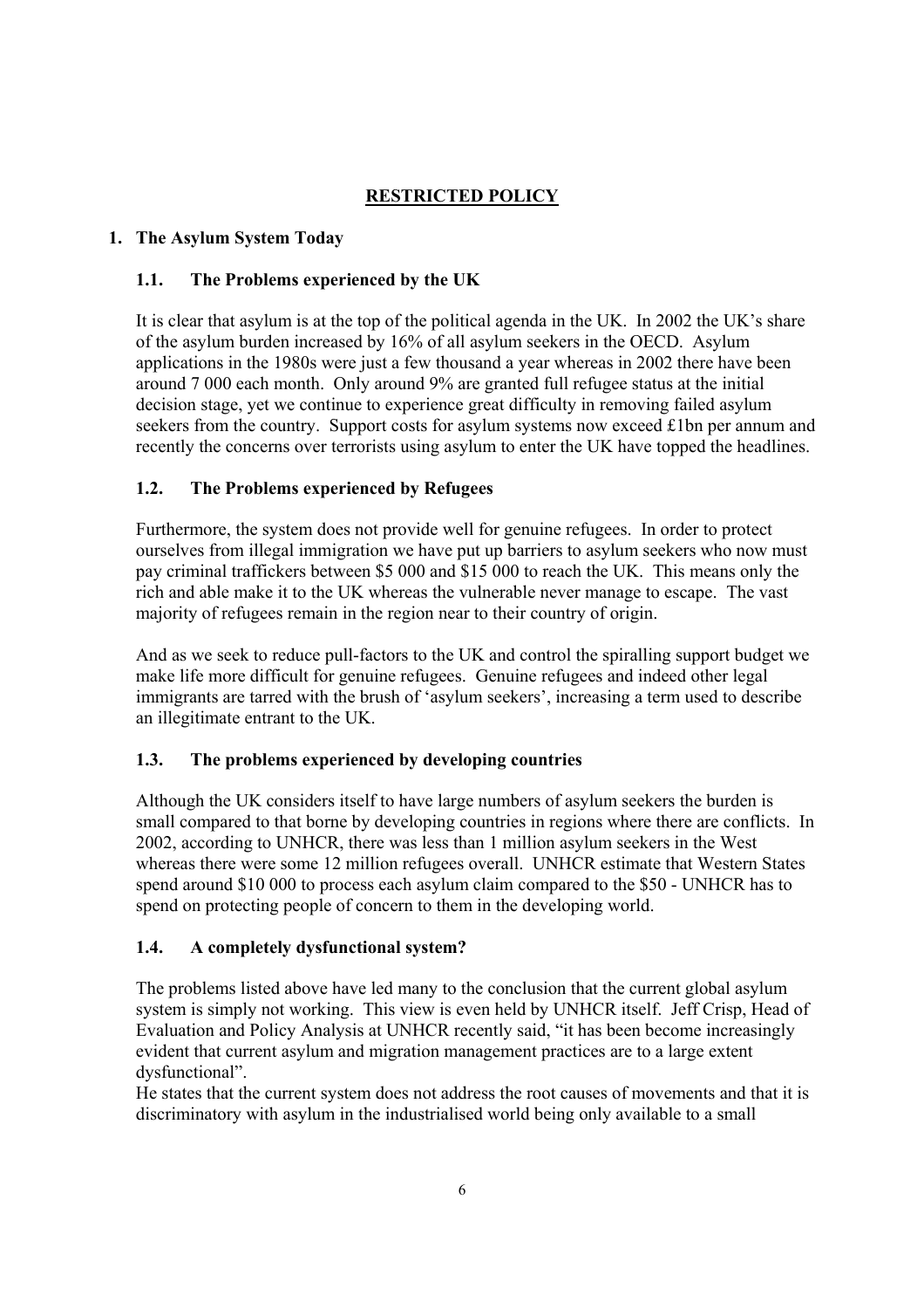**RESTRICTED POLICY**

## 1. The Asylum System Today

### 1.1. The Problems experienced by the UK

It is clear that asylum is at the top of the political agenda in the UK. In 2002 the UK's share of the asylum burden increased by 16% of all asylum seekers in the OECD. Asylum applications in the 1980s were just a few thousand a year whereas in 2002 there have been around 7 000 each month. Only around 9% are granted full refugee status at the initial decision stage, yet we continue to experience great difficulty in removing failed asylum seekers from the country. Support costs for asylum systems now exceed £1bn per annum and recently the concerns over terrorists using asylum to enter the UK have topped the headlines.

### 1.2. The Problems experienced by Refugees

Furthermore, the system does not provide well for genuine refugees. In order to protect ourselves from illegal immigration we have put up barriers to asylum seekers who now must pay criminal traffickers between $5 000 and $15 000 to reach the UK. This means only the rich and able make it to the UK whereas the vulnerable never manage to escape. The vast majority of refugees remain in the region near to their country of origin.

And as we seek to reduce pull-factors to the UK and control the spiralling support budget we make life more difficult for genuine refugees. Genuine refugees and indeed other legal immigrants are tarred with the brush of 'asylum seekers', increasing a term used to describe an illegitimate entrant to the UK.

### 1.3. The problems experienced by developing countries

Although the UK considers itself to have large numbers of asylum seekers the burden is small compared to that borne by developing countries in regions where there are conflicts. In 2002, according to UNHCR, there was less than 1 million asylum seekers in the West whereas there were some 12 million refugees overall. UNHCR estimate that Western States spend around $10 000 to process each asylum claim compared to the $50 - UNHCR has to spend on protecting people of concern to them in the developing world.

### 1.4. A completely dysfunctional system?

The problems listed above have led many to the conclusion that the current global asylum system is simply not working. This view is even held by UNHCR itself. Jeff Crisp, Head of Evaluation and Policy Analysis at UNHCR recently said, "it has been become increasingly evident that current asylum and migration management practices are to a large extent dysfunctional".

He states that the current system does not address the root causes of movements and that it is discriminatory with asylum in the industrialised world being only available to a small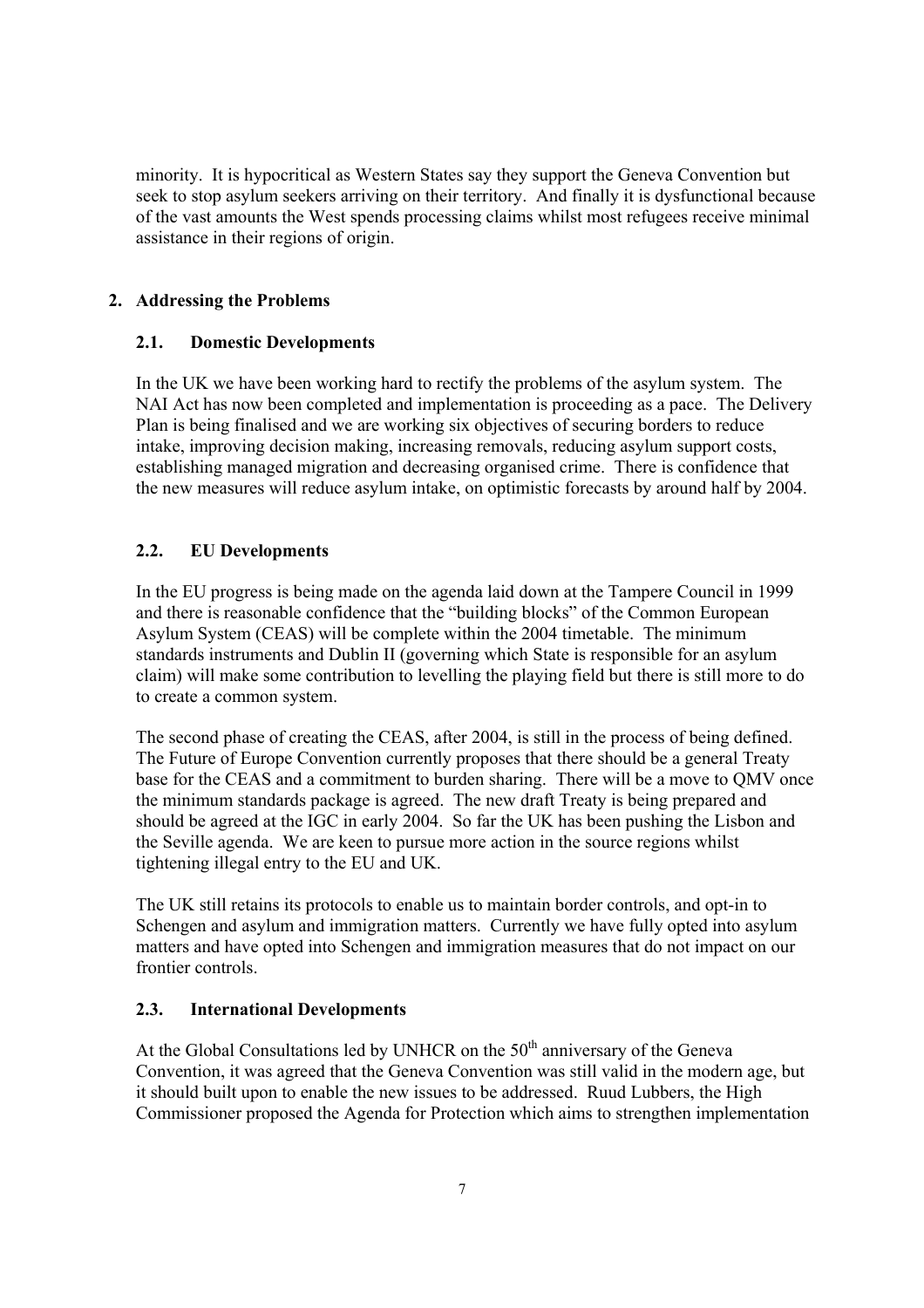minority. It is hypocritical as Western States say they support the Geneva Convention but seek to stop asylum seekers arriving on their territory. And finally it is dysfunctional because of the vast amounts the West spends processing claims whilst most refugees receive minimal assistance in their regions of origin.

## 2. Addressing the Problems

### 2.1. Domestic Developments

In the UK we have been working hard to rectify the problems of the asylum system. The NAI Act has now been completed and implementation is proceeding as a pace. The Delivery Plan is being finalised and we are working six objectives of securing borders to reduce intake, improving decision making, increasing removals, reducing asylum support costs, establishing managed migration and decreasing organised crime. There is confidence that the new measures will reduce asylum intake, on optimistic forecasts by around half by 2004.

### 2.2. EU Developments

In the EU progress is being made on the agenda laid down at the Tampere Council in 1999 and there is reasonable confidence that the "building blocks" of the Common European Asylum System (CEAS) will be complete within the 2004 timetable. The minimum standards instruments and Dublin II (governing which State is responsible for an asylum claim) will make some contribution to levelling the playing field but there is still more to do to create a common system.

The second phase of creating the CEAS, after 2004, is still in the process of being defined. The Future of Europe Convention currently proposes that there should be a general Treaty base for the CEAS and a commitment to burden sharing. There will be a move to QMV once the minimum standards package is agreed. The new draft Treaty is being prepared and should be agreed at the IGC in early 2004. So far the UK has been pushing the Lisbon and the Seville agenda. We are keen to pursue more action in the source regions whilst tightening illegal entry to the EU and UK.

The UK still retains its protocols to enable us to maintain border controls, and opt-in to Schengen and asylum and immigration matters. Currently we have fully opted into asylum matters and have opted into Schengen and immigration measures that do not impact on our frontier controls.

### 2.3. International Developments

At the Global Consultations led by UNHCR on the 50th anniversary of the Geneva Convention, it was agreed that the Geneva Convention was still valid in the modern age, but it should built upon to enable the new issues to be addressed. Ruud Lubbers, the High Commissioner proposed the Agenda for Protection which aims to strengthen implementation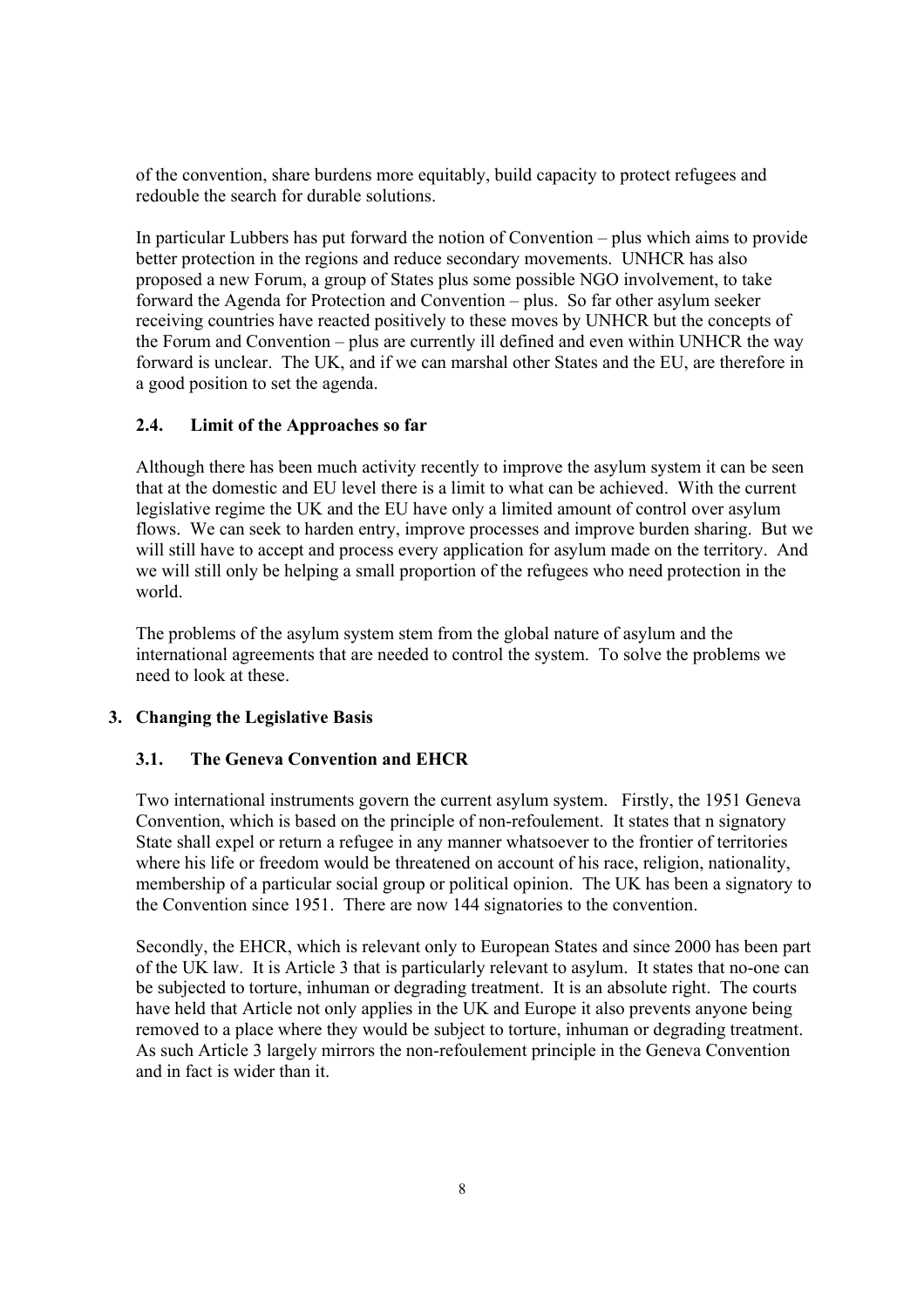of the convention, share burdens more equitably, build capacity to protect refugees and redouble the search for durable solutions.

In particular Lubbers has put forward the notion of Convention – plus which aims to provide better protection in the regions and reduce secondary movements. UNHCR has also proposed a new Forum, a group of States plus some possible NGO involvement, to take forward the Agenda for Protection and Convention – plus. So far other asylum seeker receiving countries have reacted positively to these moves by UNHCR but the concepts of the Forum and Convention – plus are currently ill defined and even within UNHCR the way forward is unclear. The UK, and if we can marshal other States and the EU, are therefore in a good position to set the agenda.

### 2.4. Limit of the Approaches so far

Although there has been much activity recently to improve the asylum system it can be seen that at the domestic and EU level there is a limit to what can be achieved. With the current legislative regime the UK and the EU have only a limited amount of control over asylum flows. We can seek to harden entry, improve processes and improve burden sharing. But we will still have to accept and process every application for asylum made on the territory. And we will still only be helping a small proportion of the refugees who need protection in the world.

The problems of the asylum system stem from the global nature of asylum and the international agreements that are needed to control the system. To solve the problems we need to look at these.

## 3. Changing the Legislative Basis

### 3.1. The Geneva Convention and EHCR

Two international instruments govern the current asylum system. Firstly, the 1951 Geneva Convention, which is based on the principle of non-refoulement. It states that n signatory State shall expel or return a refugee in any manner whatsoever to the frontier of territories where his life or freedom would be threatened on account of his race, religion, nationality, membership of a particular social group or political opinion. The UK has been a signatory to the Convention since 1951. There are now 144 signatories to the convention.

Secondly, the EHCR, which is relevant only to European States and since 2000 has been part of the UK law. It is Article 3 that is particularly relevant to asylum. It states that no-one can be subjected to torture, inhuman or degrading treatment. It is an absolute right. The courts have held that Article not only applies in the UK and Europe it also prevents anyone being removed to a place where they would be subject to torture, inhuman or degrading treatment. As such Article 3 largely mirrors the non-refoulement principle in the Geneva Convention and in fact is wider than it.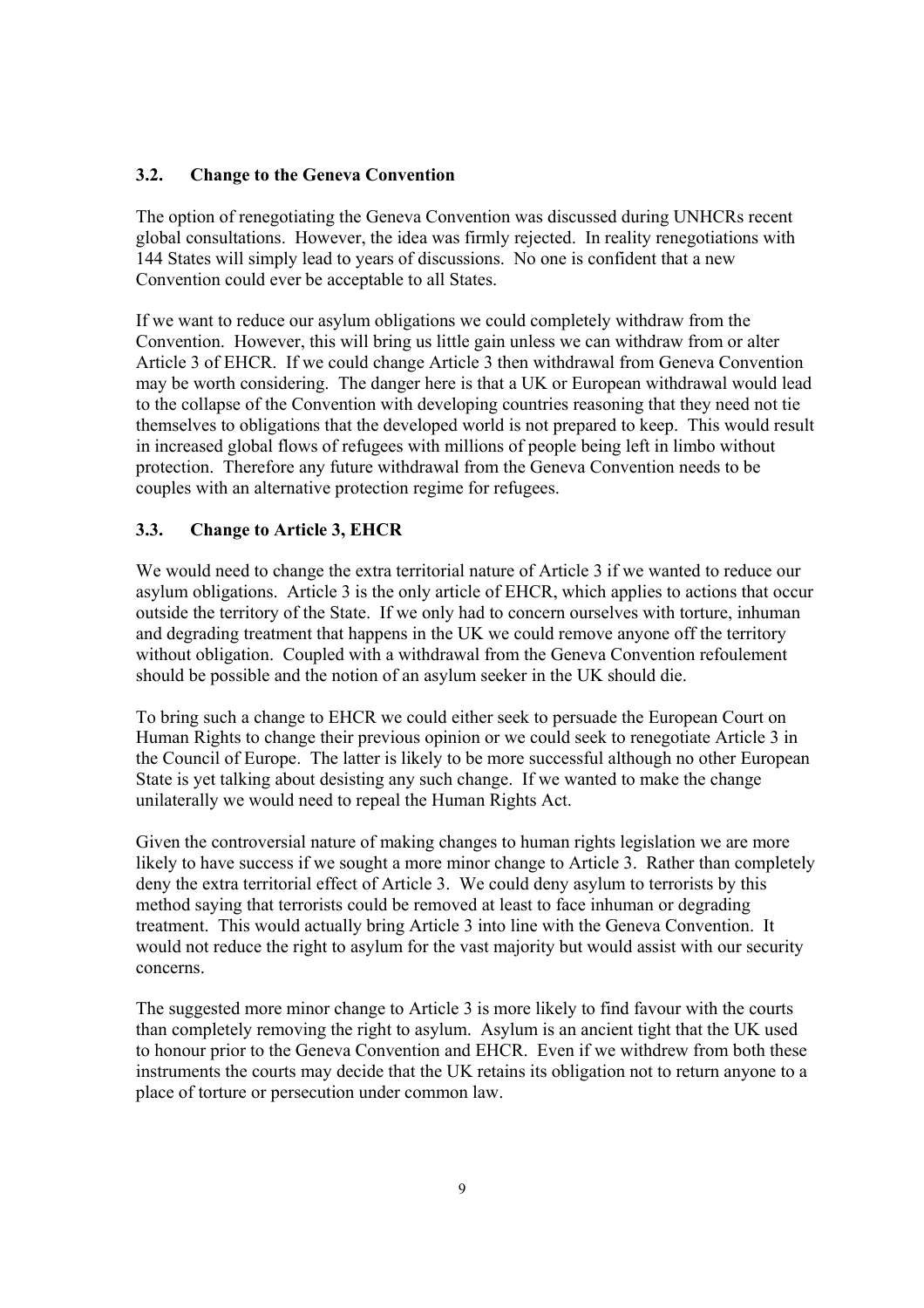### 3.2. Change to the Geneva Convention

The option of renegotiating the Geneva Convention was discussed during UNHCRs recent global consultations. However, the idea was firmly rejected. In reality renegotiations with 144 States will simply lead to years of discussions. No one is confident that a new Convention could ever be acceptable to all States.

If we want to reduce our asylum obligations we could completely withdraw from the Convention. However, this will bring us little gain unless we can withdraw from or alter Article 3 of EHCR. If we could change Article 3 then withdrawal from Geneva Convention may be worth considering. The danger here is that a UK or European withdrawal would lead to the collapse of the Convention with developing countries reasoning that they need not tie themselves to obligations that the developed world is not prepared to keep. This would result in increased global flows of refugees with millions of people being left in limbo without protection. Therefore any future withdrawal from the Geneva Convention needs to be couples with an alternative protection regime for refugees.

### 3.3. Change to Article 3, EHCR

We would need to change the extra territorial nature of Article 3 if we wanted to reduce our asylum obligations. Article 3 is the only article of EHCR, which applies to actions that occur outside the territory of the State. If we only had to concern ourselves with torture, inhuman and degrading treatment that happens in the UK we could remove anyone off the territory without obligation. Coupled with a withdrawal from the Geneva Convention refoulement should be possible and the notion of an asylum seeker in the UK should die.

To bring such a change to EHCR we could either seek to persuade the European Court on Human Rights to change their previous opinion or we could seek to renegotiate Article 3 in the Council of Europe. The latter is likely to be more successful although no other European State is yet talking about desisting any such change. If we wanted to make the change unilaterally we would need to repeal the Human Rights Act.

Given the controversial nature of making changes to human rights legislation we are more likely to have success if we sought a more minor change to Article 3. Rather than completely deny the extra territorial effect of Article 3. We could deny asylum to terrorists by this method saying that terrorists could be removed at least to face inhuman or degrading treatment. This would actually bring Article 3 into line with the Geneva Convention. It would not reduce the right to asylum for the vast majority but would assist with our security concerns.

The suggested more minor change to Article 3 is more likely to find favour with the courts than completely removing the right to asylum. Asylum is an ancient tight that the UK used to honour prior to the Geneva Convention and EHCR. Even if we withdrew from both these instruments the courts may decide that the UK retains its obligation not to return anyone to a place of torture or persecution under common law.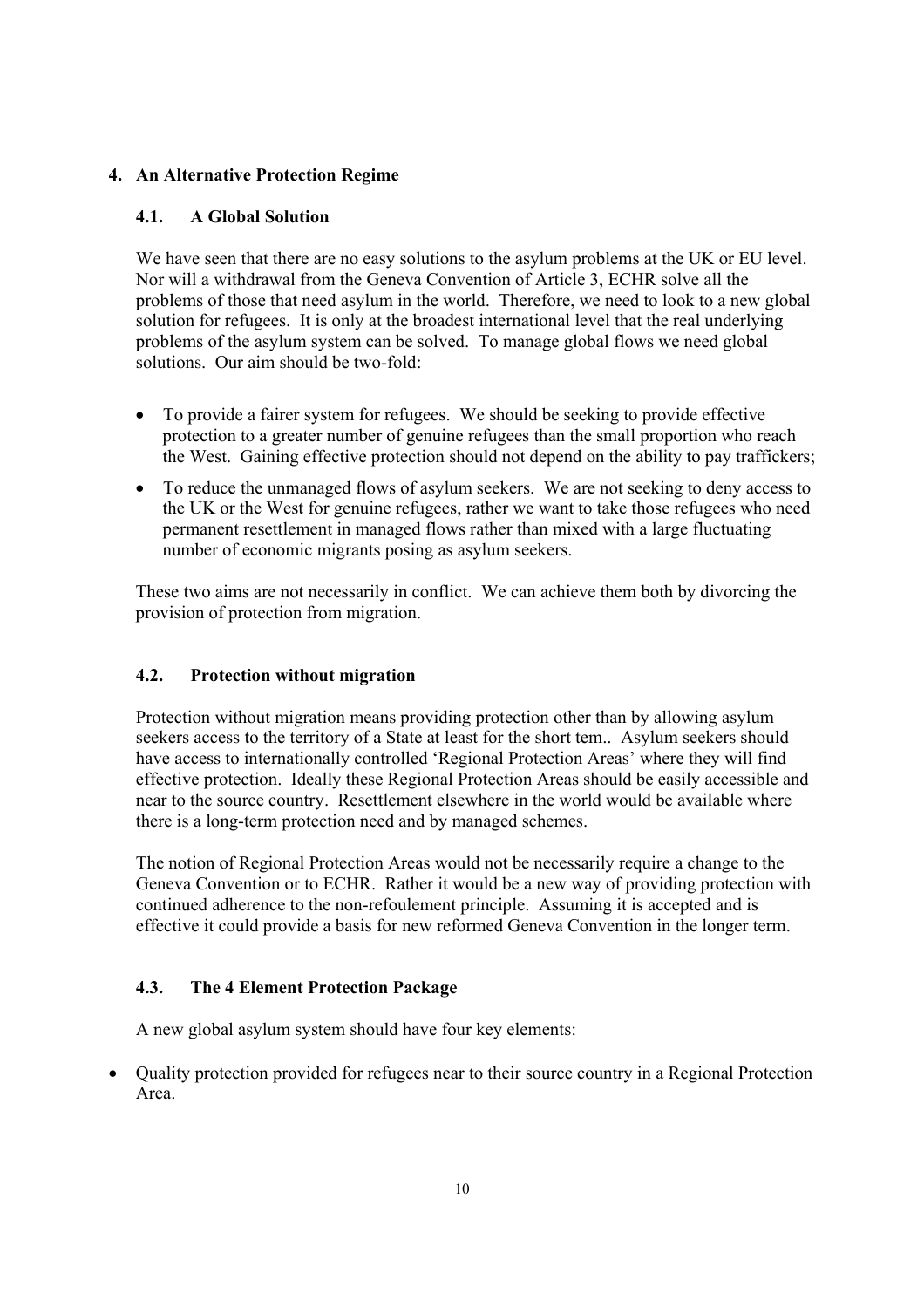## 4. An Alternative Protection Regime

### 4.1. A Global Solution

We have seen that there are no easy solutions to the asylum problems at the UK or EU level. Nor will a withdrawal from the Geneva Convention of Article 3, ECHR solve all the problems of those that need asylum in the world. Therefore, we need to look to a new global solution for refugees. It is only at the broadest international level that the real underlying problems of the asylum system can be solved. To manage global flows we need global solutions. Our aim should be two-fold:

- To provide a fairer system for refugees. We should be seeking to provide effective protection to a greater number of genuine refugees than the small proportion who reach the West. Gaining effective protection should not depend on the ability to pay traffickers;
- To reduce the unmanaged flows of asylum seekers. We are not seeking to deny access to the UK or the West for genuine refugees, rather we want to take those refugees who need permanent resettlement in managed flows rather than mixed with a large fluctuating number of economic migrants posing as asylum seekers.

These two aims are not necessarily in conflict. We can achieve them both by divorcing the provision of protection from migration.

### 4.2. Protection without migration

Protection without migration means providing protection other than by allowing asylum seekers access to the territory of a State at least for the short tem.. Asylum seekers should have access to internationally controlled 'Regional Protection Areas' where they will find effective protection. Ideally these Regional Protection Areas should be easily accessible and near to the source country. Resettlement elsewhere in the world would be available where there is a long-term protection need and by managed schemes.

The notion of Regional Protection Areas would not be necessarily require a change to the Geneva Convention or to ECHR. Rather it would be a new way of providing protection with continued adherence to the non-refoulement principle. Assuming it is accepted and is effective it could provide a basis for new reformed Geneva Convention in the longer term.

### 4.3. The 4 Element Protection Package

A new global asylum system should have four key elements:

- Quality protection provided for refugees near to their source country in a Regional Protection Area.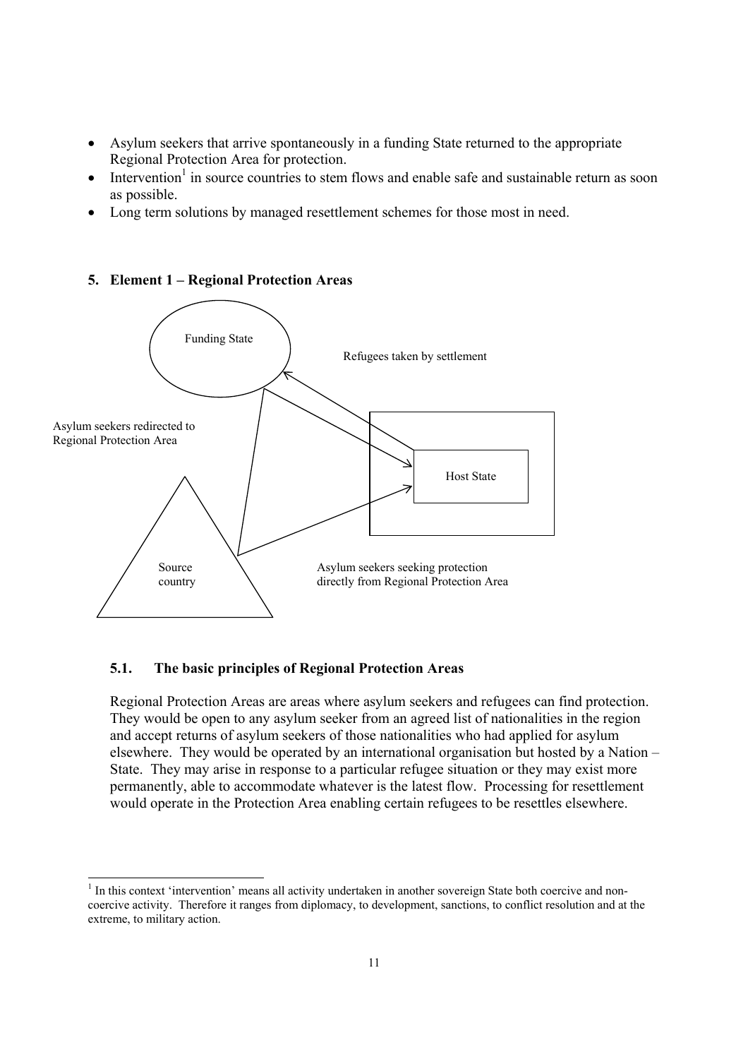- Asylum seekers that arrive spontaneously in a funding State returned to the appropriate Regional Protection Area for protection.
- Intervention[1] in source countries to stem flows and enable safe and sustainable return as soon as possible.
- Long term solutions by managed resettlement schemes for those most in need.

## 5. Element 1 – Regional Protection Areas

Funding State

Refugees taken by settlement

Asylum seekers redirected to Regional Protection Area

Host State

Source country

Asylum seekers seeking protection directly from Regional Protection Area

### 5.1. The basic principles of Regional Protection Areas

Regional Protection Areas are areas where asylum seekers and refugees can find protection. They would be open to any asylum seeker from an agreed list of nationalities in the region and accept returns of asylum seekers of those nationalities who had applied for asylum elsewhere. They would be operated by an international organisation but hosted by a Nation – State. They may arise in response to a particular refugee situation or they may exist more permanently, able to accommodate whatever is the latest flow. Processing for resettlement would operate in the Protection Area enabling certain refugees to be resettles elsewhere.

---

[1] In this context 'intervention' means all activity undertaken in another sovereign State both coercive and non-coercive activity. Therefore it ranges from diplomacy, to development, sanctions, to conflict resolution and at the extreme, to military action.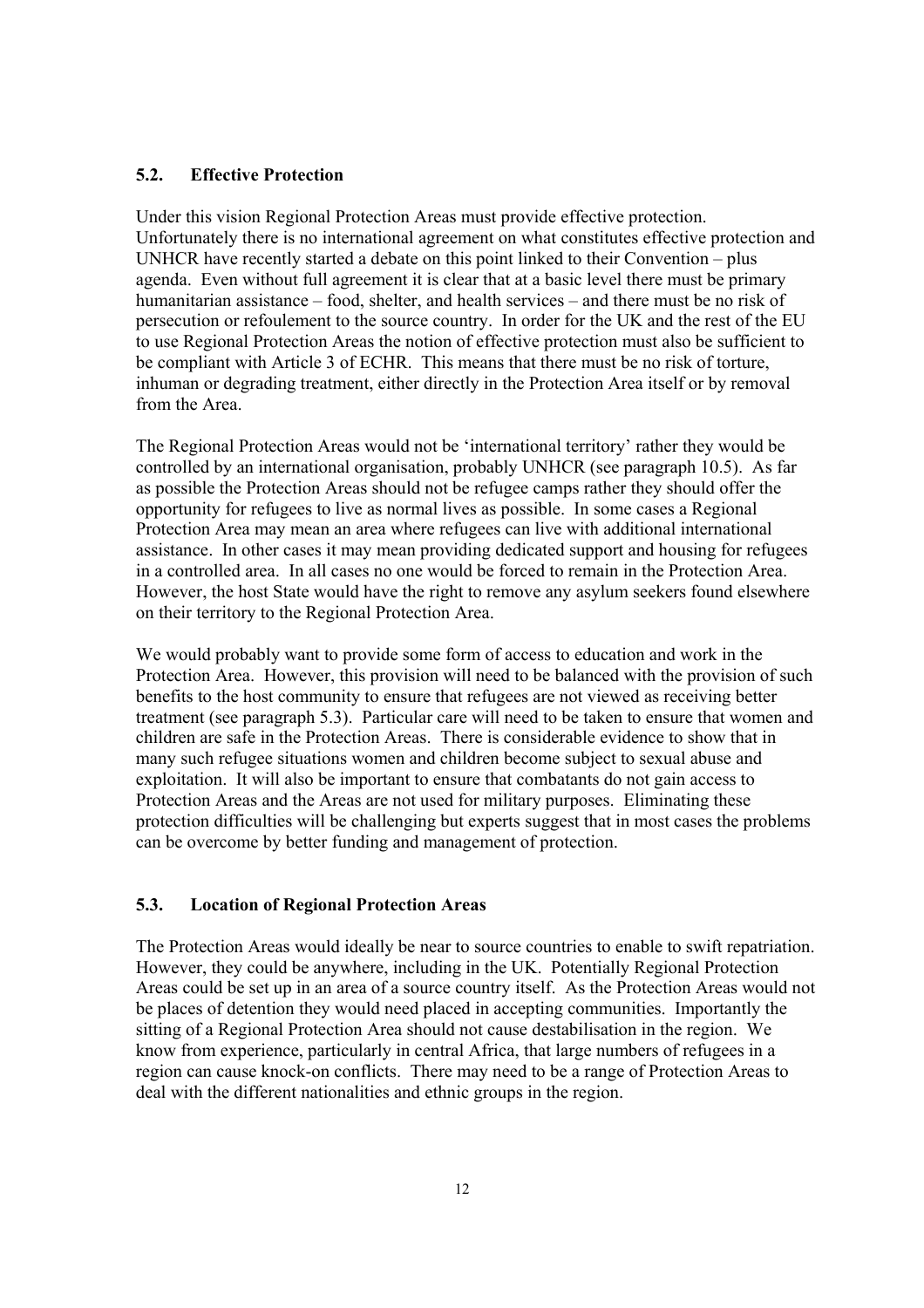### 5.2. Effective Protection

Under this vision Regional Protection Areas must provide effective protection. Unfortunately there is no international agreement on what constitutes effective protection and UNHCR have recently started a debate on this point linked to their Convention – plus agenda. Even without full agreement it is clear that at a basic level there must be primary humanitarian assistance – food, shelter, and health services – and there must be no risk of persecution or refoulement to the source country. In order for the UK and the rest of the EU to use Regional Protection Areas the notion of effective protection must also be sufficient to be compliant with Article 3 of ECHR. This means that there must be no risk of torture, inhuman or degrading treatment, either directly in the Protection Area itself or by removal from the Area.

The Regional Protection Areas would not be 'international territory' rather they would be controlled by an international organisation, probably UNHCR (see paragraph 10.5). As far as possible the Protection Areas should not be refugee camps rather they should offer the opportunity for refugees to live as normal lives as possible. In some cases a Regional Protection Area may mean an area where refugees can live with additional international assistance. In other cases it may mean providing dedicated support and housing for refugees in a controlled area. In all cases no one would be forced to remain in the Protection Area. However, the host State would have the right to remove any asylum seekers found elsewhere on their territory to the Regional Protection Area.

We would probably want to provide some form of access to education and work in the Protection Area. However, this provision will need to be balanced with the provision of such benefits to the host community to ensure that refugees are not viewed as receiving better treatment (see paragraph 5.3). Particular care will need to be taken to ensure that women and children are safe in the Protection Areas. There is considerable evidence to show that in many such refugee situations women and children become subject to sexual abuse and exploitation. It will also be important to ensure that combatants do not gain access to Protection Areas and the Areas are not used for military purposes. Eliminating these protection difficulties will be challenging but experts suggest that in most cases the problems can be overcome by better funding and management of protection.

### 5.3. Location of Regional Protection Areas

The Protection Areas would ideally be near to source countries to enable to swift repatriation. However, they could be anywhere, including in the UK. Potentially Regional Protection Areas could be set up in an area of a source country itself. As the Protection Areas would not be places of detention they would need placed in accepting communities. Importantly the sitting of a Regional Protection Area should not cause destabilisation in the region. We know from experience, particularly in central Africa, that large numbers of refugees in a region can cause knock-on conflicts. There may need to be a range of Protection Areas to deal with the different nationalities and ethnic groups in the region.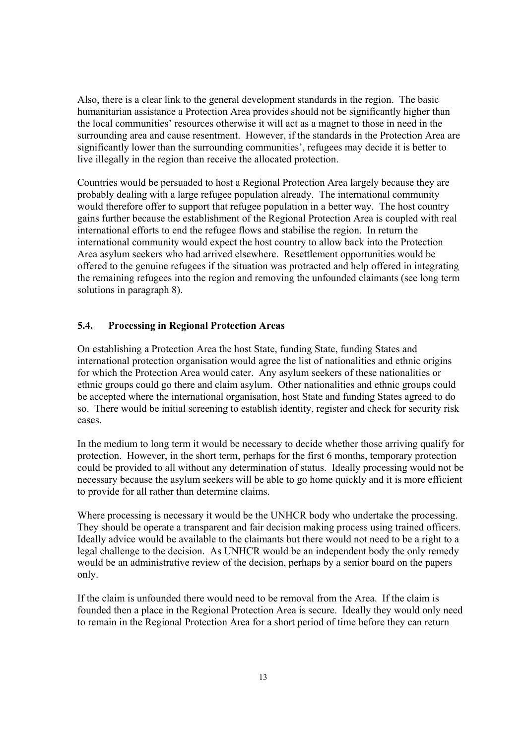Also, there is a clear link to the general development standards in the region. The basic humanitarian assistance a Protection Area provides should not be significantly higher than the local communities' resources otherwise it will act as a magnet to those in need in the surrounding area and cause resentment. However, if the standards in the Protection Area are significantly lower than the surrounding communities', refugees may decide it is better to live illegally in the region than receive the allocated protection.

Countries would be persuaded to host a Regional Protection Area largely because they are probably dealing with a large refugee population already. The international community would therefore offer to support that refugee population in a better way. The host country gains further because the establishment of the Regional Protection Area is coupled with real international efforts to end the refugee flows and stabilise the region. In return the international community would expect the host country to allow back into the Protection Area asylum seekers who had arrived elsewhere. Resettlement opportunities would be offered to the genuine refugees if the situation was protracted and help offered in integrating the remaining refugees into the region and removing the unfounded claimants (see long term solutions in paragraph 8).

### 5.4. Processing in Regional Protection Areas

On establishing a Protection Area the host State, funding State, funding States and international protection organisation would agree the list of nationalities and ethnic origins for which the Protection Area would cater. Any asylum seekers of these nationalities or ethnic groups could go there and claim asylum. Other nationalities and ethnic groups could be accepted where the international organisation, host State and funding States agreed to do so. There would be initial screening to establish identity, register and check for security risk cases.

In the medium to long term it would be necessary to decide whether those arriving qualify for protection. However, in the short term, perhaps for the first 6 months, temporary protection could be provided to all without any determination of status. Ideally processing would not be necessary because the asylum seekers will be able to go home quickly and it is more efficient to provide for all rather than determine claims.

Where processing is necessary it would be the UNHCR body who undertake the processing. They should be operate a transparent and fair decision making process using trained officers. Ideally advice would be available to the claimants but there would not need to be a right to a legal challenge to the decision. As UNHCR would be an independent body the only remedy would be an administrative review of the decision, perhaps by a senior board on the papers only.

If the claim is unfounded there would need to be removal from the Area. If the claim is founded then a place in the Regional Protection Area is secure. Ideally they would only need to remain in the Regional Protection Area for a short period of time before they can return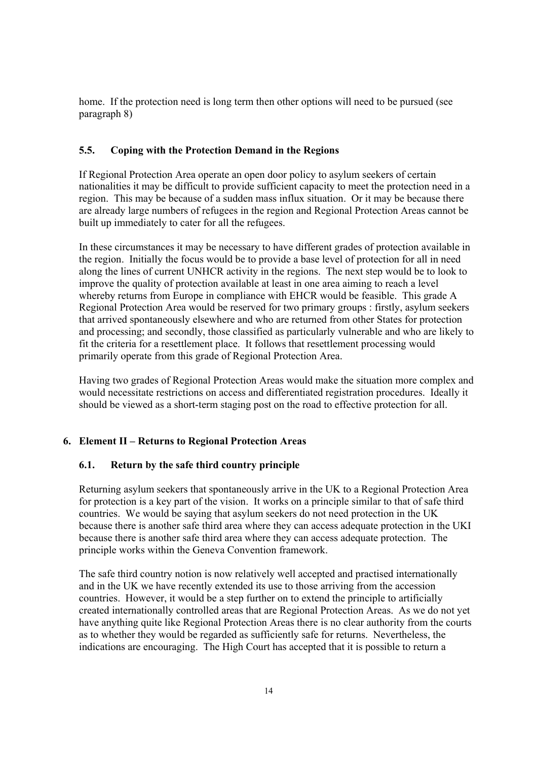home. If the protection need is long term then other options will need to be pursued (see paragraph 8)

### 5.5. Coping with the Protection Demand in the Regions

If Regional Protection Area operate an open door policy to asylum seekers of certain nationalities it may be difficult to provide sufficient capacity to meet the protection need in a region. This may be because of a sudden mass influx situation. Or it may be because there are already large numbers of refugees in the region and Regional Protection Areas cannot be built up immediately to cater for all the refugees.

In these circumstances it may be necessary to have different grades of protection available in the region. Initially the focus would be to provide a base level of protection for all in need along the lines of current UNHCR activity in the regions. The next step would be to look to improve the quality of protection available at least in one area aiming to reach a level whereby returns from Europe in compliance with EHCR would be feasible. This grade A Regional Protection Area would be reserved for two primary groups : firstly, asylum seekers that arrived spontaneously elsewhere and who are returned from other States for protection and processing; and secondly, those classified as particularly vulnerable and who are likely to fit the criteria for a resettlement place. It follows that resettlement processing would primarily operate from this grade of Regional Protection Area.

Having two grades of Regional Protection Areas would make the situation more complex and would necessitate restrictions on access and differentiated registration procedures. Ideally it should be viewed as a short-term staging post on the road to effective protection for all.

## 6. Element II – Returns to Regional Protection Areas

### 6.1. Return by the safe third country principle

Returning asylum seekers that spontaneously arrive in the UK to a Regional Protection Area for protection is a key part of the vision. It works on a principle similar to that of safe third countries. We would be saying that asylum seekers do not need protection in the UK because there is another safe third area where they can access adequate protection in the UKI because there is another safe third area where they can access adequate protection. The principle works within the Geneva Convention framework.

The safe third country notion is now relatively well accepted and practised internationally and in the UK we have recently extended its use to those arriving from the accession countries. However, it would be a step further on to extend the principle to artificially created internationally controlled areas that are Regional Protection Areas. As we do not yet have anything quite like Regional Protection Areas there is no clear authority from the courts as to whether they would be regarded as sufficiently safe for returns. Nevertheless, the indications are encouraging. The High Court has accepted that it is possible to return a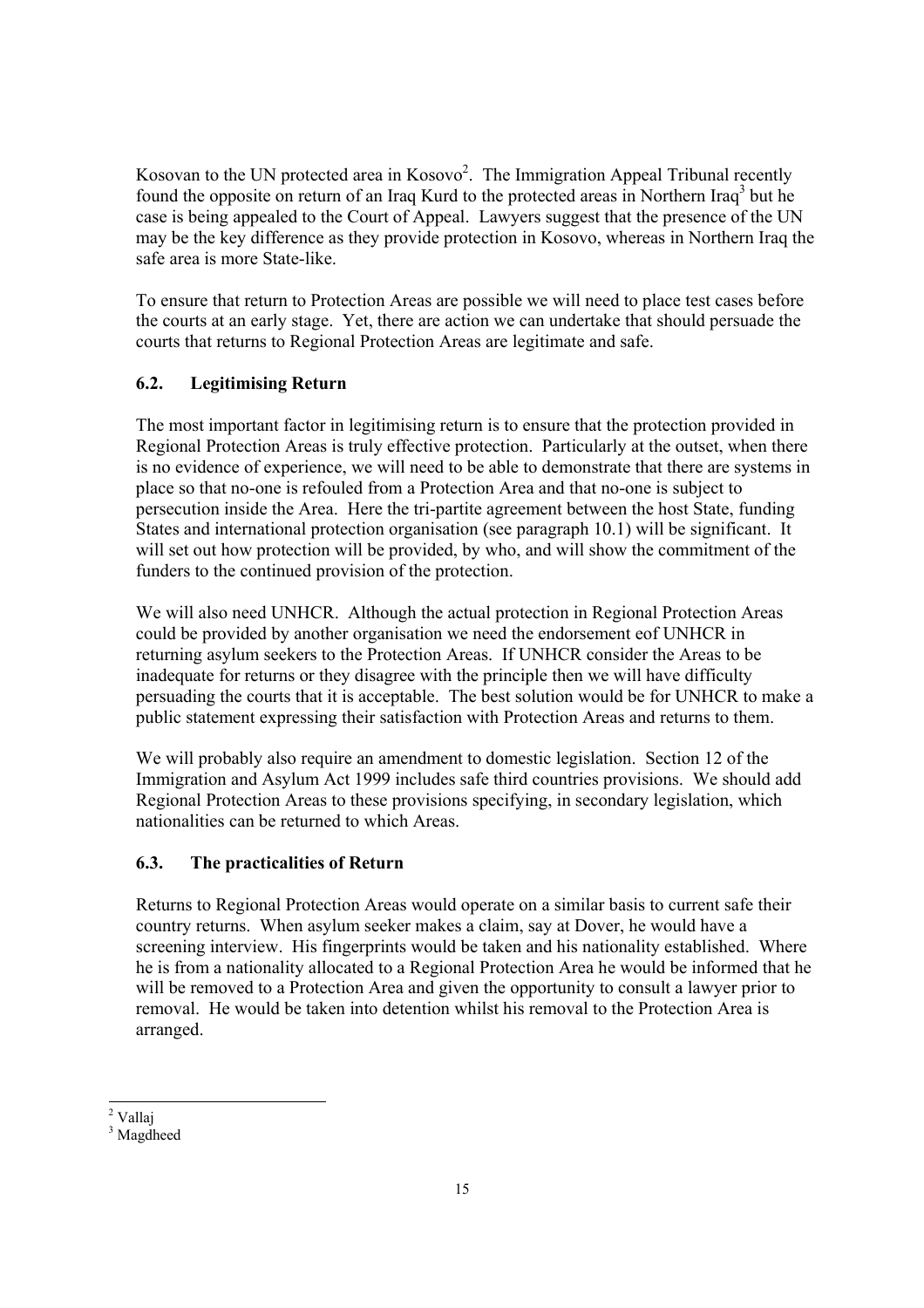Kosovan to the UN protected area in Kosovo[2]. The Immigration Appeal Tribunal recently found the opposite on return of an Iraq Kurd to the protected areas in Northern Iraq[3] but he case is being appealed to the Court of Appeal. Lawyers suggest that the presence of the UN may be the key difference as they provide protection in Kosovo, whereas in Northern Iraq the safe area is more State-like.

To ensure that return to Protection Areas are possible we will need to place test cases before the courts at an early stage. Yet, there are action we can undertake that should persuade the courts that returns to Regional Protection Areas are legitimate and safe.

### 6.2. Legitimising Return

The most important factor in legitimising return is to ensure that the protection provided in Regional Protection Areas is truly effective protection. Particularly at the outset, when there is no evidence of experience, we will need to be able to demonstrate that there are systems in place so that no-one is refouled from a Protection Area and that no-one is subject to persecution inside the Area. Here the tri-partite agreement between the host State, funding States and international protection organisation (see paragraph 10.1) will be significant. It will set out how protection will be provided, by who, and will show the commitment of the funders to the continued provision of the protection.

We will also need UNHCR. Although the actual protection in Regional Protection Areas could be provided by another organisation we need the endorsement eof UNHCR in returning asylum seekers to the Protection Areas. If UNHCR consider the Areas to be inadequate for returns or they disagree with the principle then we will have difficulty persuading the courts that it is acceptable. The best solution would be for UNHCR to make a public statement expressing their satisfaction with Protection Areas and returns to them.

We will probably also require an amendment to domestic legislation. Section 12 of the Immigration and Asylum Act 1999 includes safe third countries provisions. We should add Regional Protection Areas to these provisions specifying, in secondary legislation, which nationalities can be returned to which Areas.

### 6.3. The practicalities of Return

Returns to Regional Protection Areas would operate on a similar basis to current safe their country returns. When asylum seeker makes a claim, say at Dover, he would have a screening interview. His fingerprints would be taken and his nationality established. Where he is from a nationality allocated to a Regional Protection Area he would be informed that he will be removed to a Protection Area and given the opportunity to consult a lawyer prior to removal. He would be taken into detention whilst his removal to the Protection Area is arranged.

---

[2] Vallaj

[3] Magdheed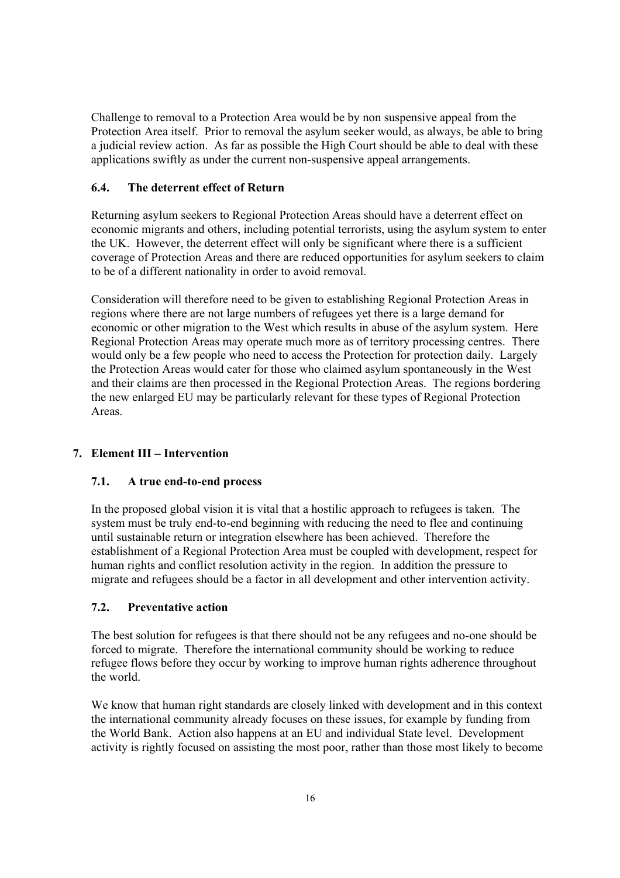Challenge to removal to a Protection Area would be by non suspensive appeal from the Protection Area itself. Prior to removal the asylum seeker would, as always, be able to bring a judicial review action. As far as possible the High Court should be able to deal with these applications swiftly as under the current non-suspensive appeal arrangements.

### 6.4. The deterrent effect of Return

Returning asylum seekers to Regional Protection Areas should have a deterrent effect on economic migrants and others, including potential terrorists, using the asylum system to enter the UK. However, the deterrent effect will only be significant where there is a sufficient coverage of Protection Areas and there are reduced opportunities for asylum seekers to claim to be of a different nationality in order to avoid removal.

Consideration will therefore need to be given to establishing Regional Protection Areas in regions where there are not large numbers of refugees yet there is a large demand for economic or other migration to the West which results in abuse of the asylum system. Here Regional Protection Areas may operate much more as of territory processing centres. There would only be a few people who need to access the Protection for protection daily. Largely the Protection Areas would cater for those who claimed asylum spontaneously in the West and their claims are then processed in the Regional Protection Areas. The regions bordering the new enlarged EU may be particularly relevant for these types of Regional Protection Areas.

## 7. Element III – Intervention

### 7.1. A true end-to-end process

In the proposed global vision it is vital that a hostilic approach to refugees is taken. The system must be truly end-to-end beginning with reducing the need to flee and continuing until sustainable return or integration elsewhere has been achieved. Therefore the establishment of a Regional Protection Area must be coupled with development, respect for human rights and conflict resolution activity in the region. In addition the pressure to migrate and refugees should be a factor in all development and other intervention activity.

### 7.2. Preventative action

The best solution for refugees is that there should not be any refugees and no-one should be forced to migrate. Therefore the international community should be working to reduce refugee flows before they occur by working to improve human rights adherence throughout the world.

We know that human right standards are closely linked with development and in this context the international community already focuses on these issues, for example by funding from the World Bank. Action also happens at an EU and individual State level. Development activity is rightly focused on assisting the most poor, rather than those most likely to become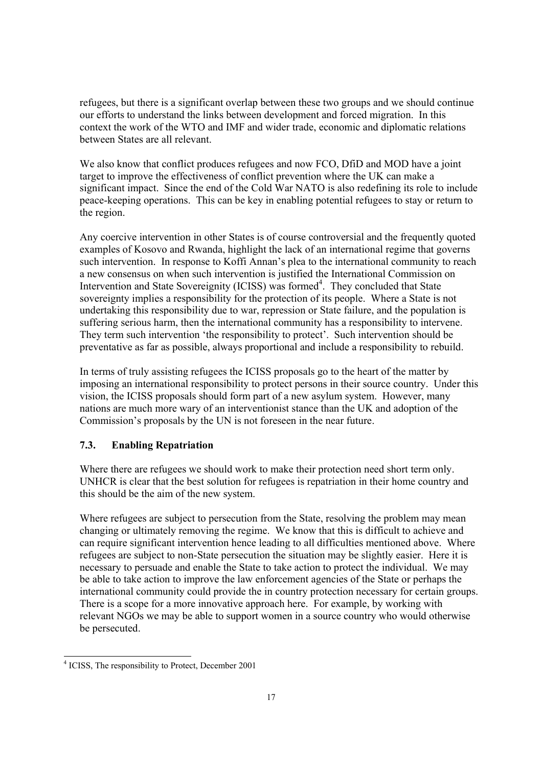refugees, but there is a significant overlap between these two groups and we should continue our efforts to understand the links between development and forced migration. In this context the work of the WTO and IMF and wider trade, economic and diplomatic relations between States are all relevant.

We also know that conflict produces refugees and now FCO, DfiD and MOD have a joint target to improve the effectiveness of conflict prevention where the UK can make a significant impact. Since the end of the Cold War NATO is also redefining its role to include peace-keeping operations. This can be key in enabling potential refugees to stay or return to the region.

Any coercive intervention in other States is of course controversial and the frequently quoted examples of Kosovo and Rwanda, highlight the lack of an international regime that governs such intervention. In response to Koffi Annan's plea to the international community to reach a new consensus on when such intervention is justified the International Commission on Intervention and State Sovereignity (ICISS) was formed[4]. They concluded that State sovereignty implies a responsibility for the protection of its people. Where a State is not undertaking this responsibility due to war, repression or State failure, and the population is suffering serious harm, then the international community has a responsibility to intervene. They term such intervention 'the responsibility to protect'. Such intervention should be preventative as far as possible, always proportional and include a responsibility to rebuild.

In terms of truly assisting refugees the ICISS proposals go to the heart of the matter by imposing an international responsibility to protect persons in their source country. Under this vision, the ICISS proposals should form part of a new asylum system. However, many nations are much more wary of an interventionist stance than the UK and adoption of the Commission's proposals by the UN is not foreseen in the near future.

### 7.3. Enabling Repatriation

Where there are refugees we should work to make their protection need short term only. UNHCR is clear that the best solution for refugees is repatriation in their home country and this should be the aim of the new system.

Where refugees are subject to persecution from the State, resolving the problem may mean changing or ultimately removing the regime. We know that this is difficult to achieve and can require significant intervention hence leading to all difficulties mentioned above. Where refugees are subject to non-State persecution the situation may be slightly easier. Here it is necessary to persuade and enable the State to take action to protect the individual. We may be able to take action to improve the law enforcement agencies of the State or perhaps the international community could provide the in country protection necessary for certain groups. There is a scope for a more innovative approach here. For example, by working with relevant NGOs we may be able to support women in a source country who would otherwise be persecuted.

---

[4] ICISS, The responsibility to Protect, December 2001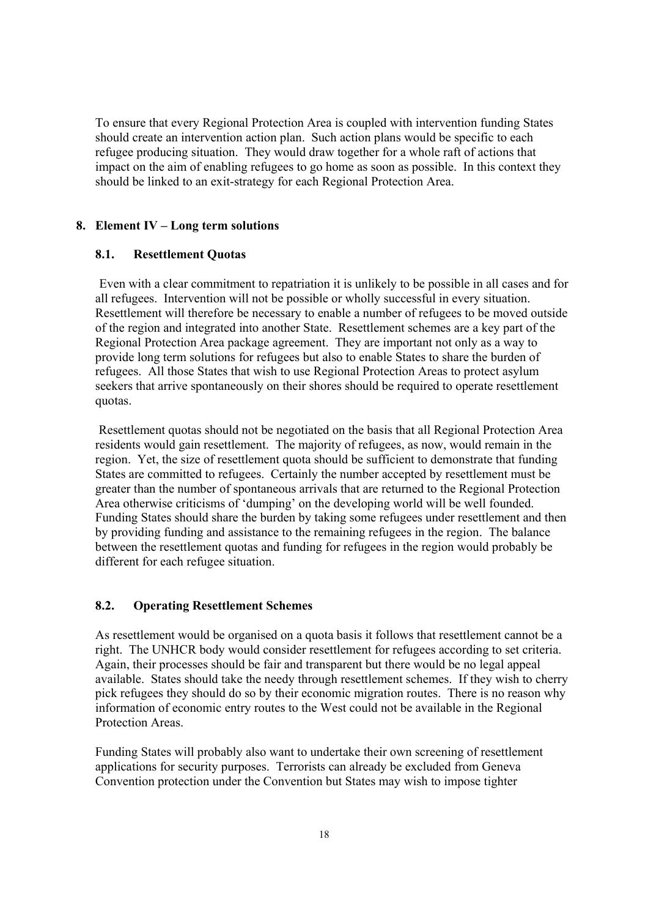To ensure that every Regional Protection Area is coupled with intervention funding States should create an intervention action plan. Such action plans would be specific to each refugee producing situation. They would draw together for a whole raft of actions that impact on the aim of enabling refugees to go home as soon as possible. In this context they should be linked to an exit-strategy for each Regional Protection Area.

## 8. Element IV – Long term solutions

### 8.1. Resettlement Quotas

Even with a clear commitment to repatriation it is unlikely to be possible in all cases and for all refugees. Intervention will not be possible or wholly successful in every situation. Resettlement will therefore be necessary to enable a number of refugees to be moved outside of the region and integrated into another State. Resettlement schemes are a key part of the Regional Protection Area package agreement. They are important not only as a way to provide long term solutions for refugees but also to enable States to share the burden of refugees. All those States that wish to use Regional Protection Areas to protect asylum seekers that arrive spontaneously on their shores should be required to operate resettlement quotas.

Resettlement quotas should not be negotiated on the basis that all Regional Protection Area residents would gain resettlement. The majority of refugees, as now, would remain in the region. Yet, the size of resettlement quota should be sufficient to demonstrate that funding States are committed to refugees. Certainly the number accepted by resettlement must be greater than the number of spontaneous arrivals that are returned to the Regional Protection Area otherwise criticisms of 'dumping' on the developing world will be well founded. Funding States should share the burden by taking some refugees under resettlement and then by providing funding and assistance to the remaining refugees in the region. The balance between the resettlement quotas and funding for refugees in the region would probably be different for each refugee situation.

### 8.2. Operating Resettlement Schemes

As resettlement would be organised on a quota basis it follows that resettlement cannot be a right. The UNHCR body would consider resettlement for refugees according to set criteria. Again, their processes should be fair and transparent but there would be no legal appeal available. States should take the needy through resettlement schemes. If they wish to cherry pick refugees they should do so by their economic migration routes. There is no reason why information of economic entry routes to the West could not be available in the Regional Protection Areas.

Funding States will probably also want to undertake their own screening of resettlement applications for security purposes. Terrorists can already be excluded from Geneva Convention protection under the Convention but States may wish to impose tighter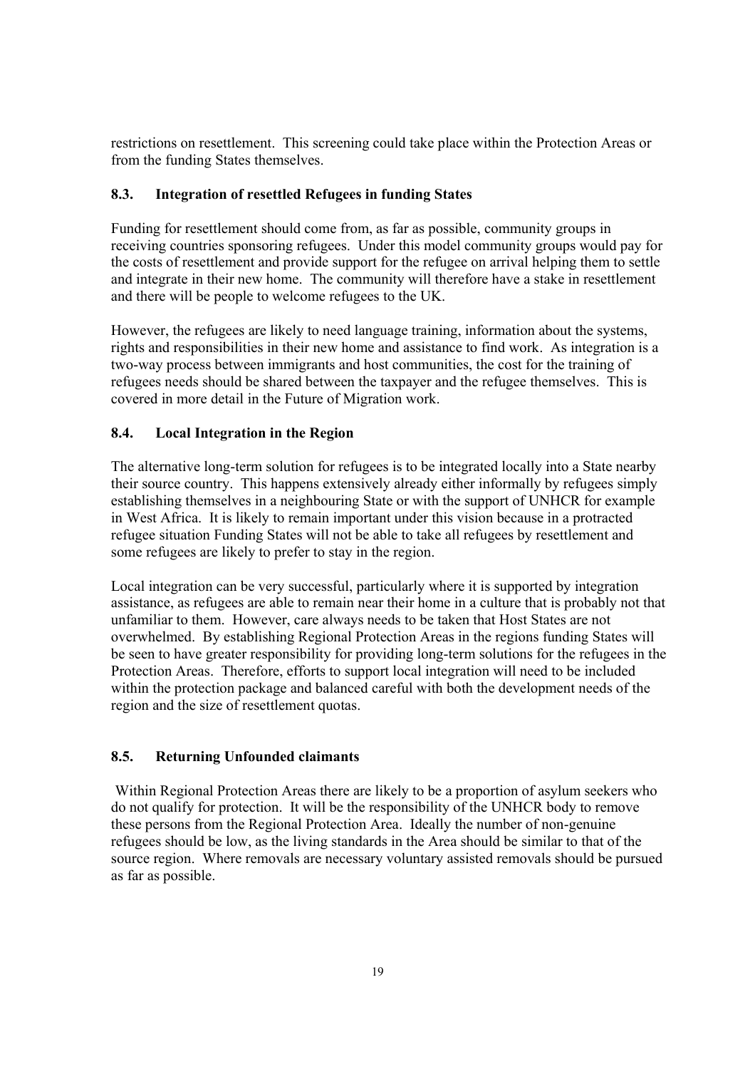restrictions on resettlement. This screening could take place within the Protection Areas or from the funding States themselves.

### 8.3. Integration of resettled Refugees in funding States

Funding for resettlement should come from, as far as possible, community groups in receiving countries sponsoring refugees. Under this model community groups would pay for the costs of resettlement and provide support for the refugee on arrival helping them to settle and integrate in their new home. The community will therefore have a stake in resettlement and there will be people to welcome refugees to the UK.

However, the refugees are likely to need language training, information about the systems, rights and responsibilities in their new home and assistance to find work. As integration is a two-way process between immigrants and host communities, the cost for the training of refugees needs should be shared between the taxpayer and the refugee themselves. This is covered in more detail in the Future of Migration work.

### 8.4. Local Integration in the Region

The alternative long-term solution for refugees is to be integrated locally into a State nearby their source country. This happens extensively already either informally by refugees simply establishing themselves in a neighbouring State or with the support of UNHCR for example in West Africa. It is likely to remain important under this vision because in a protracted refugee situation Funding States will not be able to take all refugees by resettlement and some refugees are likely to prefer to stay in the region.

Local integration can be very successful, particularly where it is supported by integration assistance, as refugees are able to remain near their home in a culture that is probably not that unfamiliar to them. However, care always needs to be taken that Host States are not overwhelmed. By establishing Regional Protection Areas in the regions funding States will be seen to have greater responsibility for providing long-term solutions for the refugees in the Protection Areas. Therefore, efforts to support local integration will need to be included within the protection package and balanced careful with both the development needs of the region and the size of resettlement quotas.

### 8.5. Returning Unfounded claimants

Within Regional Protection Areas there are likely to be a proportion of asylum seekers who do not qualify for protection. It will be the responsibility of the UNHCR body to remove these persons from the Regional Protection Area. Ideally the number of non-genuine refugees should be low, as the living standards in the Area should be similar to that of the source region. Where removals are necessary voluntary assisted removals should be pursued as far as possible.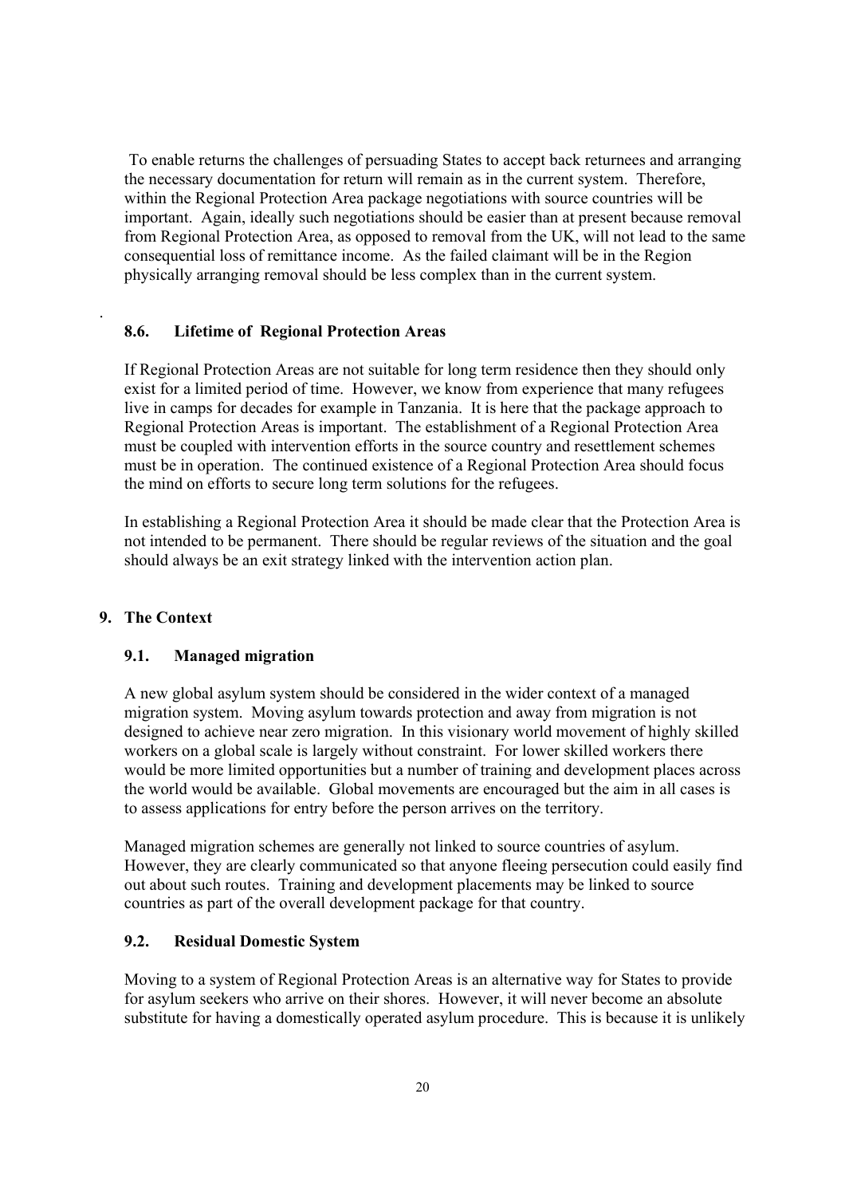To enable returns the challenges of persuading States to accept back returnees and arranging the necessary documentation for return will remain as in the current system. Therefore, within the Regional Protection Area package negotiations with source countries will be important. Again, ideally such negotiations should be easier than at present because removal from Regional Protection Area, as opposed to removal from the UK, will not lead to the same consequential loss of remittance income. As the failed claimant will be in the Region physically arranging removal should be less complex than in the current system.

### 8.6. Lifetime of Regional Protection Areas

If Regional Protection Areas are not suitable for long term residence then they should only exist for a limited period of time. However, we know from experience that many refugees live in camps for decades for example in Tanzania. It is here that the package approach to Regional Protection Areas is important. The establishment of a Regional Protection Area must be coupled with intervention efforts in the source country and resettlement schemes must be in operation. The continued existence of a Regional Protection Area should focus the mind on efforts to secure long term solutions for the refugees.

In establishing a Regional Protection Area it should be made clear that the Protection Area is not intended to be permanent. There should be regular reviews of the situation and the goal should always be an exit strategy linked with the intervention action plan.

## 9. The Context

### 9.1. Managed migration

A new global asylum system should be considered in the wider context of a managed migration system. Moving asylum towards protection and away from migration is not designed to achieve near zero migration. In this visionary world movement of highly skilled workers on a global scale is largely without constraint. For lower skilled workers there would be more limited opportunities but a number of training and development places across the world would be available. Global movements are encouraged but the aim in all cases is to assess applications for entry before the person arrives on the territory.

Managed migration schemes are generally not linked to source countries of asylum. However, they are clearly communicated so that anyone fleeing persecution could easily find out about such routes. Training and development placements may be linked to source countries as part of the overall development package for that country.

### 9.2. Residual Domestic System

Moving to a system of Regional Protection Areas is an alternative way for States to provide for asylum seekers who arrive on their shores. However, it will never become an absolute substitute for having a domestically operated asylum procedure. This is because it is unlikely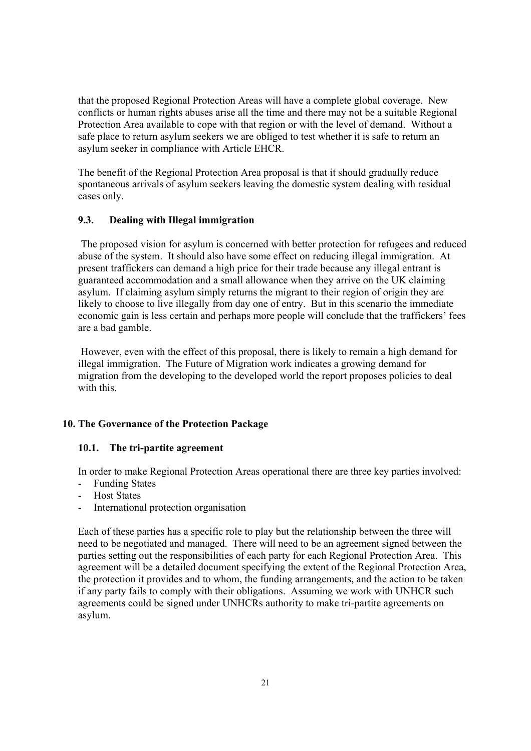that the proposed Regional Protection Areas will have a complete global coverage. New conflicts or human rights abuses arise all the time and there may not be a suitable Regional Protection Area available to cope with that region or with the level of demand. Without a safe place to return asylum seekers we are obliged to test whether it is safe to return an asylum seeker in compliance with Article EHCR.

The benefit of the Regional Protection Area proposal is that it should gradually reduce spontaneous arrivals of asylum seekers leaving the domestic system dealing with residual cases only.

### 9.3. Dealing with Illegal immigration

The proposed vision for asylum is concerned with better protection for refugees and reduced abuse of the system. It should also have some effect on reducing illegal immigration. At present traffickers can demand a high price for their trade because any illegal entrant is guaranteed accommodation and a small allowance when they arrive on the UK claiming asylum. If claiming asylum simply returns the migrant to their region of origin they are likely to choose to live illegally from day one of entry. But in this scenario the immediate economic gain is less certain and perhaps more people will conclude that the traffickers' fees are a bad gamble.

However, even with the effect of this proposal, there is likely to remain a high demand for illegal immigration. The Future of Migration work indicates a growing demand for migration from the developing to the developed world the report proposes policies to deal with this.

## 10. The Governance of the Protection Package

### 10.1. The tri-partite agreement

In order to make Regional Protection Areas operational there are three key parties involved:

- Funding States
- Host States
- International protection organisation

Each of these parties has a specific role to play but the relationship between the three will need to be negotiated and managed. There will need to be an agreement signed between the parties setting out the responsibilities of each party for each Regional Protection Area. This agreement will be a detailed document specifying the extent of the Regional Protection Area, the protection it provides and to whom, the funding arrangements, and the action to be taken if any party fails to comply with their obligations. Assuming we work with UNHCR such agreements could be signed under UNHCRs authority to make tri-partite agreements on asylum.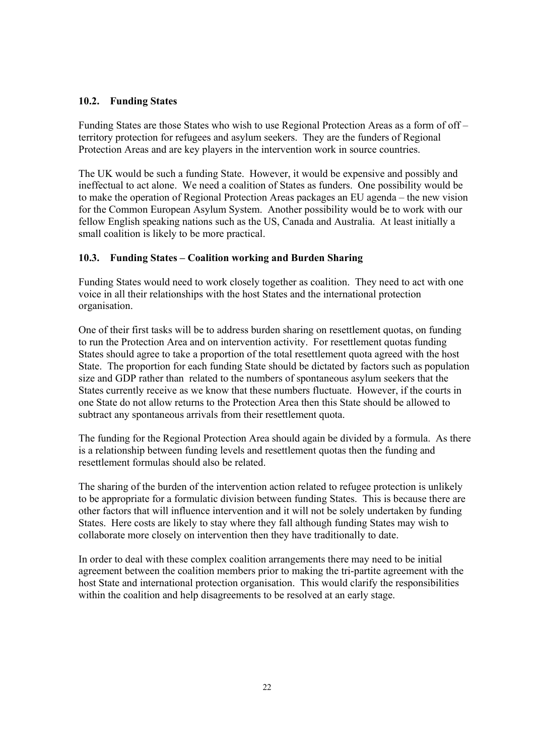### 10.2. Funding States

Funding States are those States who wish to use Regional Protection Areas as a form of off – territory protection for refugees and asylum seekers. They are the funders of Regional Protection Areas and are key players in the intervention work in source countries.

The UK would be such a funding State. However, it would be expensive and possibly and ineffectual to act alone. We need a coalition of States as funders. One possibility would be to make the operation of Regional Protection Areas packages an EU agenda – the new vision for the Common European Asylum System. Another possibility would be to work with our fellow English speaking nations such as the US, Canada and Australia. At least initially a small coalition is likely to be more practical.

### 10.3. Funding States – Coalition working and Burden Sharing

Funding States would need to work closely together as coalition. They need to act with one voice in all their relationships with the host States and the international protection organisation.

One of their first tasks will be to address burden sharing on resettlement quotas, on funding to run the Protection Area and on intervention activity. For resettlement quotas funding States should agree to take a proportion of the total resettlement quota agreed with the host State. The proportion for each funding State should be dictated by factors such as population size and GDP rather than related to the numbers of spontaneous asylum seekers that the States currently receive as we know that these numbers fluctuate. However, if the courts in one State do not allow returns to the Protection Area then this State should be allowed to subtract any spontaneous arrivals from their resettlement quota.

The funding for the Regional Protection Area should again be divided by a formula. As there is a relationship between funding levels and resettlement quotas then the funding and resettlement formulas should also be related.

The sharing of the burden of the intervention action related to refugee protection is unlikely to be appropriate for a formulatic division between funding States. This is because there are other factors that will influence intervention and it will not be solely undertaken by funding States. Here costs are likely to stay where they fall although funding States may wish to collaborate more closely on intervention then they have traditionally to date.

In order to deal with these complex coalition arrangements there may need to be initial agreement between the coalition members prior to making the tri-partite agreement with the host State and international protection organisation. This would clarify the responsibilities within the coalition and help disagreements to be resolved at an early stage.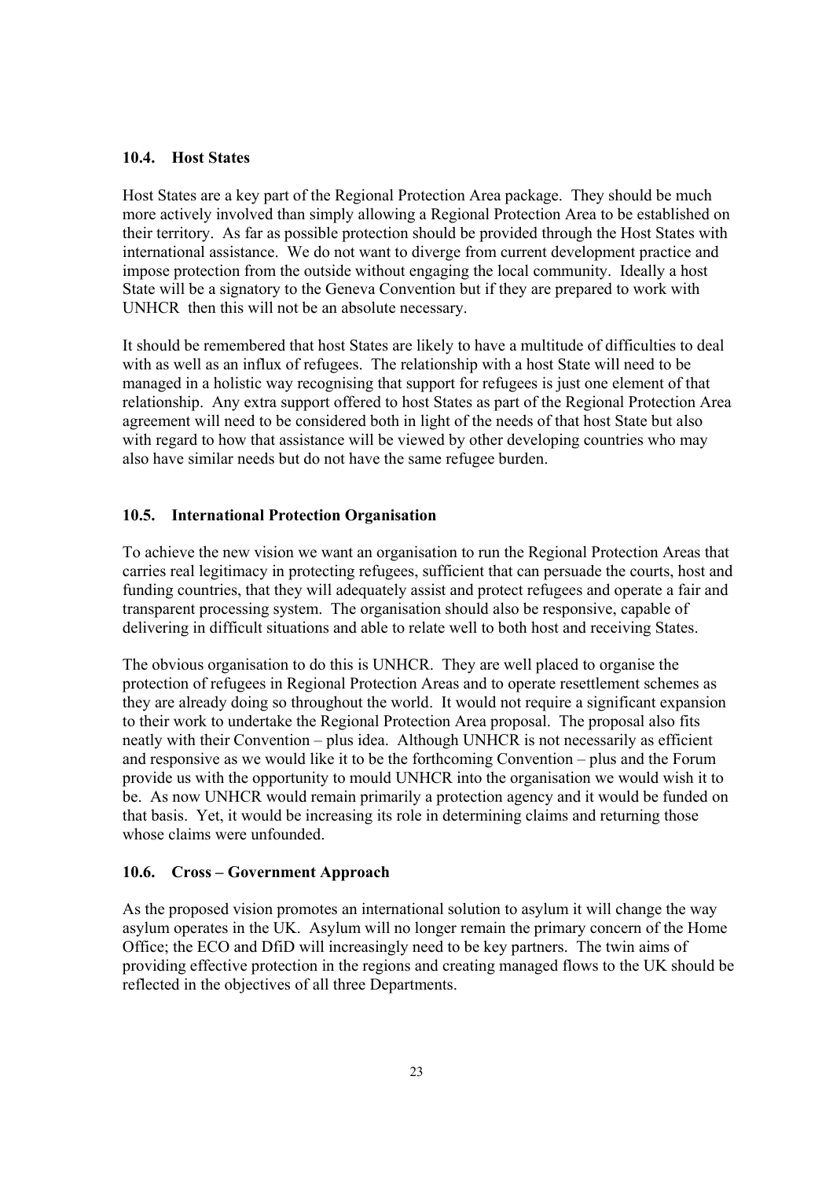### 10.4. Host States

Host States are a key part of the Regional Protection Area package. They should be much more actively involved than simply allowing a Regional Protection Area to be established on their territory. As far as possible protection should be provided through the Host States with international assistance. We do not want to diverge from current development practice and impose protection from the outside without engaging the local community. Ideally a host State will be a signatory to the Geneva Convention but if they are prepared to work with UNHCR then this will not be an absolute necessary.

It should be remembered that host States are likely to have a multitude of difficulties to deal with as well as an influx of refugees. The relationship with a host State will need to be managed in a holistic way recognising that support for refugees is just one element of that relationship. Any extra support offered to host States as part of the Regional Protection Area agreement will need to be considered both in light of the needs of that host State but also with regard to how that assistance will be viewed by other developing countries who may also have similar needs but do not have the same refugee burden.

### 10.5. International Protection Organisation

To achieve the new vision we want an organisation to run the Regional Protection Areas that carries real legitimacy in protecting refugees, sufficient that can persuade the courts, host and funding countries, that they will adequately assist and protect refugees and operate a fair and transparent processing system. The organisation should also be responsive, capable of delivering in difficult situations and able to relate well to both host and receiving States.

The obvious organisation to do this is UNHCR. They are well placed to organise the protection of refugees in Regional Protection Areas and to operate resettlement schemes as they are already doing so throughout the world. It would not require a significant expansion to their work to undertake the Regional Protection Area proposal. The proposal also fits neatly with their Convention – plus idea. Although UNHCR is not necessarily as efficient and responsive as we would like it to be the forthcoming Convention – plus and the Forum provide us with the opportunity to mould UNHCR into the organisation we would wish it to be. As now UNHCR would remain primarily a protection agency and it would be funded on that basis. Yet, it would be increasing its role in determining claims and returning those whose claims were unfounded.

### 10.6. Cross – Government Approach

As the proposed vision promotes an international solution to asylum it will change the way asylum operates in the UK. Asylum will no longer remain the primary concern of the Home Office; the ECO and DfiD will increasingly need to be key partners. The twin aims of providing effective protection in the regions and creating managed flows to the UK should be reflected in the objectives of all three Departments.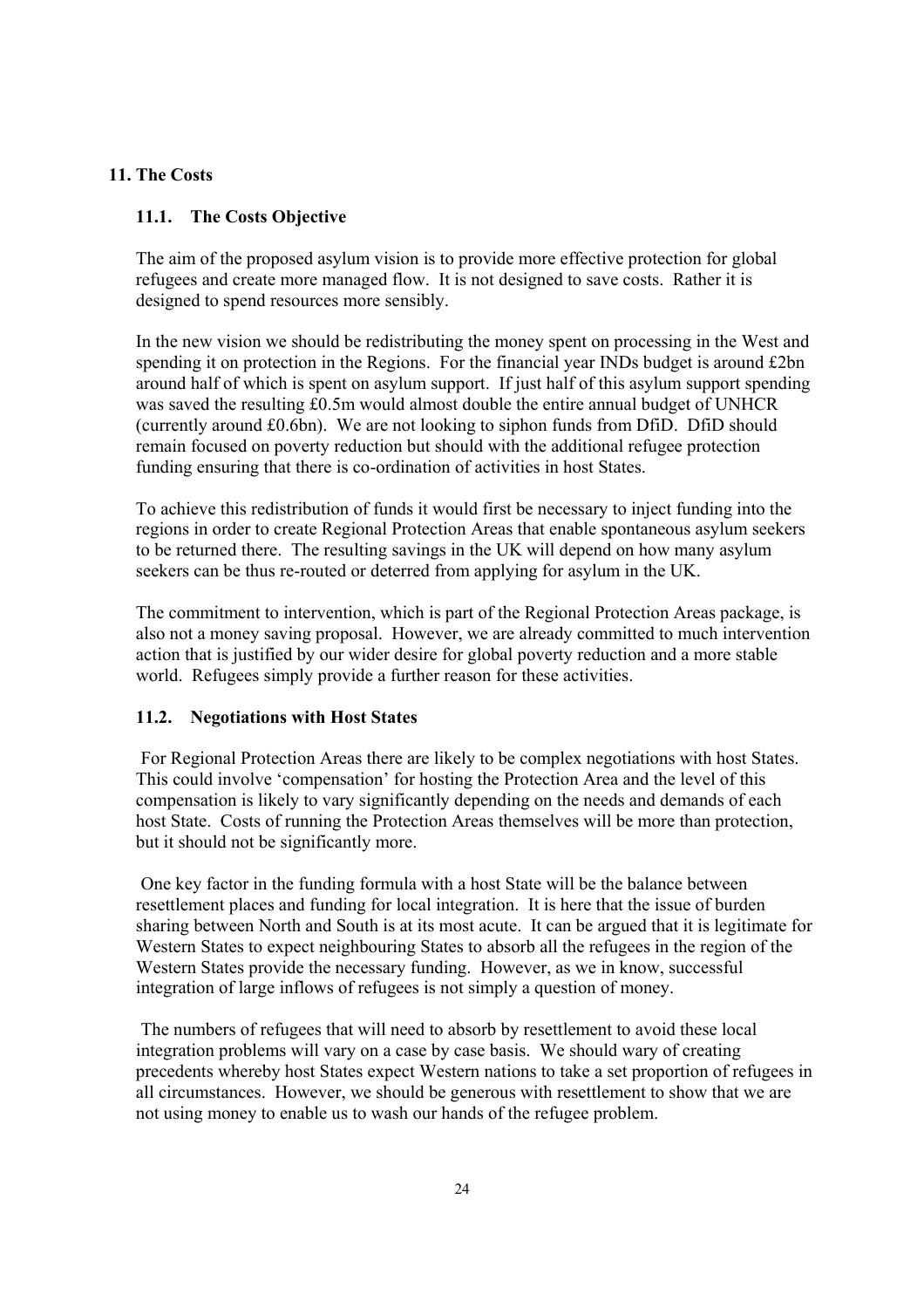## 11. The Costs

### 11.1. The Costs Objective

The aim of the proposed asylum vision is to provide more effective protection for global refugees and create more managed flow. It is not designed to save costs. Rather it is designed to spend resources more sensibly.

In the new vision we should be redistributing the money spent on processing in the West and spending it on protection in the Regions. For the financial year INDs budget is around £2bn around half of which is spent on asylum support. If just half of this asylum support spending was saved the resulting £0.5m would almost double the entire annual budget of UNHCR (currently around £0.6bn). We are not looking to siphon funds from DfiD. DfiD should remain focused on poverty reduction but should with the additional refugee protection funding ensuring that there is co-ordination of activities in host States.

To achieve this redistribution of funds it would first be necessary to inject funding into the regions in order to create Regional Protection Areas that enable spontaneous asylum seekers to be returned there. The resulting savings in the UK will depend on how many asylum seekers can be thus re-routed or deterred from applying for asylum in the UK.

The commitment to intervention, which is part of the Regional Protection Areas package, is also not a money saving proposal. However, we are already committed to much intervention action that is justified by our wider desire for global poverty reduction and a more stable world. Refugees simply provide a further reason for these activities.

### 11.2. Negotiations with Host States

For Regional Protection Areas there are likely to be complex negotiations with host States. This could involve 'compensation' for hosting the Protection Area and the level of this compensation is likely to vary significantly depending on the needs and demands of each host State. Costs of running the Protection Areas themselves will be more than protection, but it should not be significantly more.

One key factor in the funding formula with a host State will be the balance between resettlement places and funding for local integration. It is here that the issue of burden sharing between North and South is at its most acute. It can be argued that it is legitimate for Western States to expect neighbouring States to absorb all the refugees in the region of the Western States provide the necessary funding. However, as we in know, successful integration of large inflows of refugees is not simply a question of money.

The numbers of refugees that will need to absorb by resettlement to avoid these local integration problems will vary on a case by case basis. We should wary of creating precedents whereby host States expect Western nations to take a set proportion of refugees in all circumstances. However, we should be generous with resettlement to show that we are not using money to enable us to wash our hands of the refugee problem.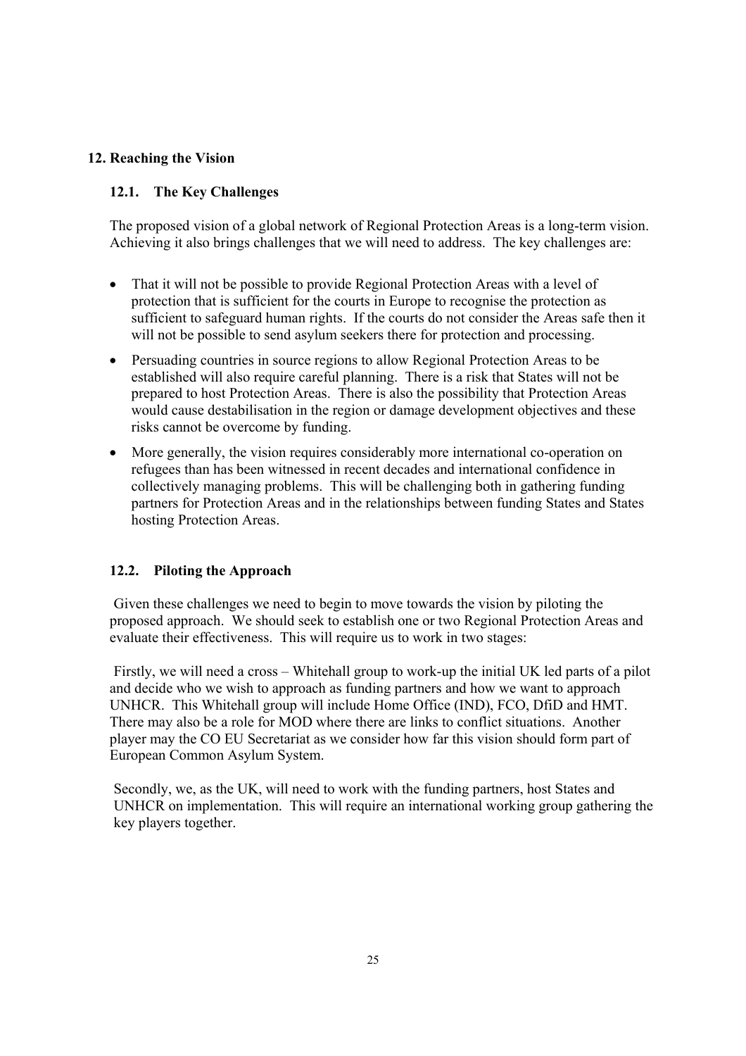## 12. Reaching the Vision

### 12.1. The Key Challenges

The proposed vision of a global network of Regional Protection Areas is a long-term vision. Achieving it also brings challenges that we will need to address. The key challenges are:

- That it will not be possible to provide Regional Protection Areas with a level of protection that is sufficient for the courts in Europe to recognise the protection as sufficient to safeguard human rights. If the courts do not consider the Areas safe then it will not be possible to send asylum seekers there for protection and processing.
- Persuading countries in source regions to allow Regional Protection Areas to be established will also require careful planning. There is a risk that States will not be prepared to host Protection Areas. There is also the possibility that Protection Areas would cause destabilisation in the region or damage development objectives and these risks cannot be overcome by funding.
- More generally, the vision requires considerably more international co-operation on refugees than has been witnessed in recent decades and international confidence in collectively managing problems. This will be challenging both in gathering funding partners for Protection Areas and in the relationships between funding States and States hosting Protection Areas.

### 12.2. Piloting the Approach

Given these challenges we need to begin to move towards the vision by piloting the proposed approach. We should seek to establish one or two Regional Protection Areas and evaluate their effectiveness. This will require us to work in two stages:

Firstly, we will need a cross – Whitehall group to work-up the initial UK led parts of a pilot and decide who we wish to approach as funding partners and how we want to approach UNHCR. This Whitehall group will include Home Office (IND), FCO, DfiD and HMT. There may also be a role for MOD where there are links to conflict situations. Another player may the CO EU Secretariat as we consider how far this vision should form part of European Common Asylum System.

Secondly, we, as the UK, will need to work with the funding partners, host States and UNHCR on implementation. This will require an international working group gathering the key players together.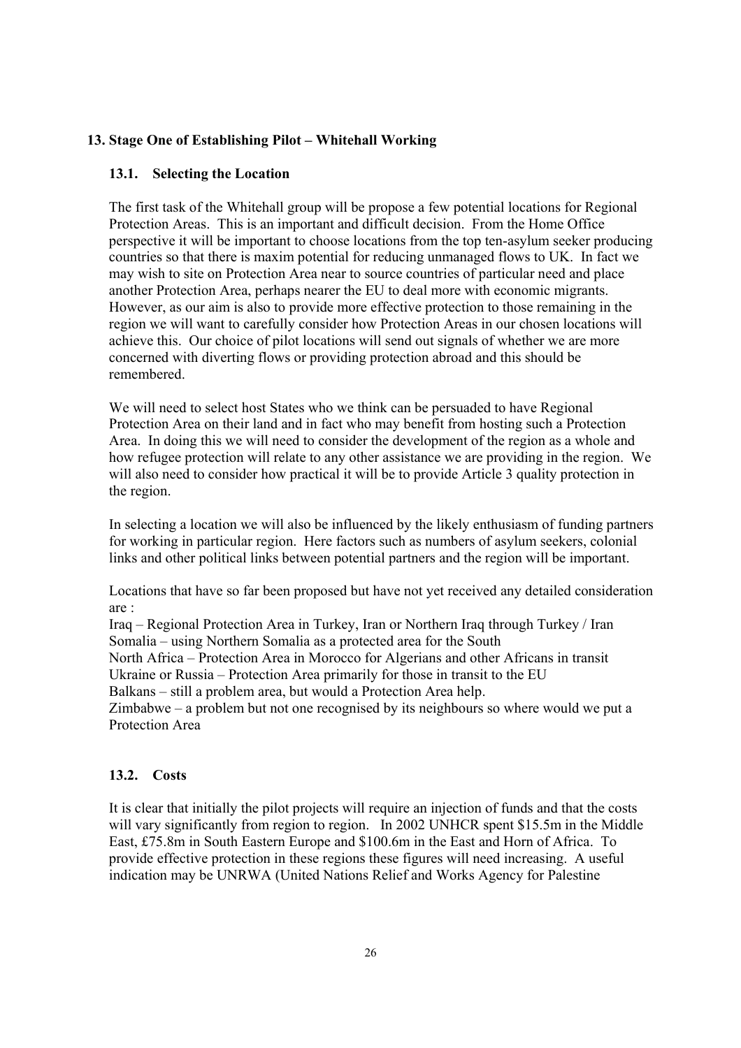## 13. Stage One of Establishing Pilot – Whitehall Working

### 13.1. Selecting the Location

The first task of the Whitehall group will be propose a few potential locations for Regional Protection Areas. This is an important and difficult decision. From the Home Office perspective it will be important to choose locations from the top ten-asylum seeker producing countries so that there is maxim potential for reducing unmanaged flows to UK. In fact we may wish to site on Protection Area near to source countries of particular need and place another Protection Area, perhaps nearer the EU to deal more with economic migrants. However, as our aim is also to provide more effective protection to those remaining in the region we will want to carefully consider how Protection Areas in our chosen locations will achieve this. Our choice of pilot locations will send out signals of whether we are more concerned with diverting flows or providing protection abroad and this should be remembered.

We will need to select host States who we think can be persuaded to have Regional Protection Area on their land and in fact who may benefit from hosting such a Protection Area. In doing this we will need to consider the development of the region as a whole and how refugee protection will relate to any other assistance we are providing in the region. We will also need to consider how practical it will be to provide Article 3 quality protection in the region.

In selecting a location we will also be influenced by the likely enthusiasm of funding partners for working in particular region. Here factors such as numbers of asylum seekers, colonial links and other political links between potential partners and the region will be important.

Locations that have so far been proposed but have not yet received any detailed consideration are :

Iraq – Regional Protection Area in Turkey, Iran or Northern Iraq through Turkey / Iran
Somalia – using Northern Somalia as a protected area for the South
North Africa – Protection Area in Morocco for Algerians and other Africans in transit
Ukraine or Russia – Protection Area primarily for those in transit to the EU
Balkans – still a problem area, but would a Protection Area help.
Zimbabwe – a problem but not one recognised by its neighbours so where would we put a Protection Area

### 13.2. Costs

It is clear that initially the pilot projects will require an injection of funds and that the costs will vary significantly from region to region. In 2002 UNHCR spent \$15.5m in the Middle East, £75.8m in South Eastern Europe and \$100.6m in the East and Horn of Africa. To provide effective protection in these regions these figures will need increasing. A useful indication may be UNRWA (United Nations Relief and Works Agency for Palestine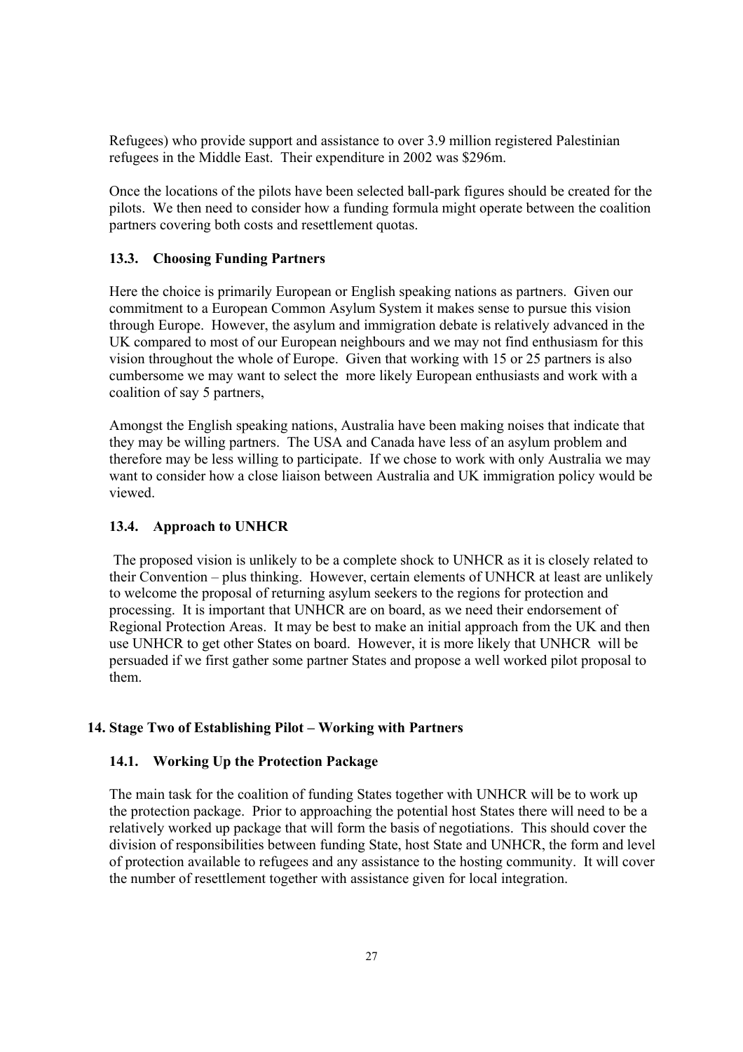Refugees) who provide support and assistance to over 3.9 million registered Palestinian refugees in the Middle East. Their expenditure in 2002 was $296m.

Once the locations of the pilots have been selected ball-park figures should be created for the pilots. We then need to consider how a funding formula might operate between the coalition partners covering both costs and resettlement quotas.

### 13.3. Choosing Funding Partners

Here the choice is primarily European or English speaking nations as partners. Given our commitment to a European Common Asylum System it makes sense to pursue this vision through Europe. However, the asylum and immigration debate is relatively advanced in the UK compared to most of our European neighbours and we may not find enthusiasm for this vision throughout the whole of Europe. Given that working with 15 or 25 partners is also cumbersome we may want to select the more likely European enthusiasts and work with a coalition of say 5 partners,

Amongst the English speaking nations, Australia have been making noises that indicate that they may be willing partners. The USA and Canada have less of an asylum problem and therefore may be less willing to participate. If we chose to work with only Australia we may want to consider how a close liaison between Australia and UK immigration policy would be viewed.

### 13.4. Approach to UNHCR

The proposed vision is unlikely to be a complete shock to UNHCR as it is closely related to their Convention – plus thinking. However, certain elements of UNHCR at least are unlikely to welcome the proposal of returning asylum seekers to the regions for protection and processing. It is important that UNHCR are on board, as we need their endorsement of Regional Protection Areas. It may be best to make an initial approach from the UK and then use UNHCR to get other States on board. However, it is more likely that UNHCR will be persuaded if we first gather some partner States and propose a well worked pilot proposal to them.

## 14. Stage Two of Establishing Pilot – Working with Partners

### 14.1. Working Up the Protection Package

The main task for the coalition of funding States together with UNHCR will be to work up the protection package. Prior to approaching the potential host States there will need to be a relatively worked up package that will form the basis of negotiations. This should cover the division of responsibilities between funding State, host State and UNHCR, the form and level of protection available to refugees and any assistance to the hosting community. It will cover the number of resettlement together with assistance given for local integration.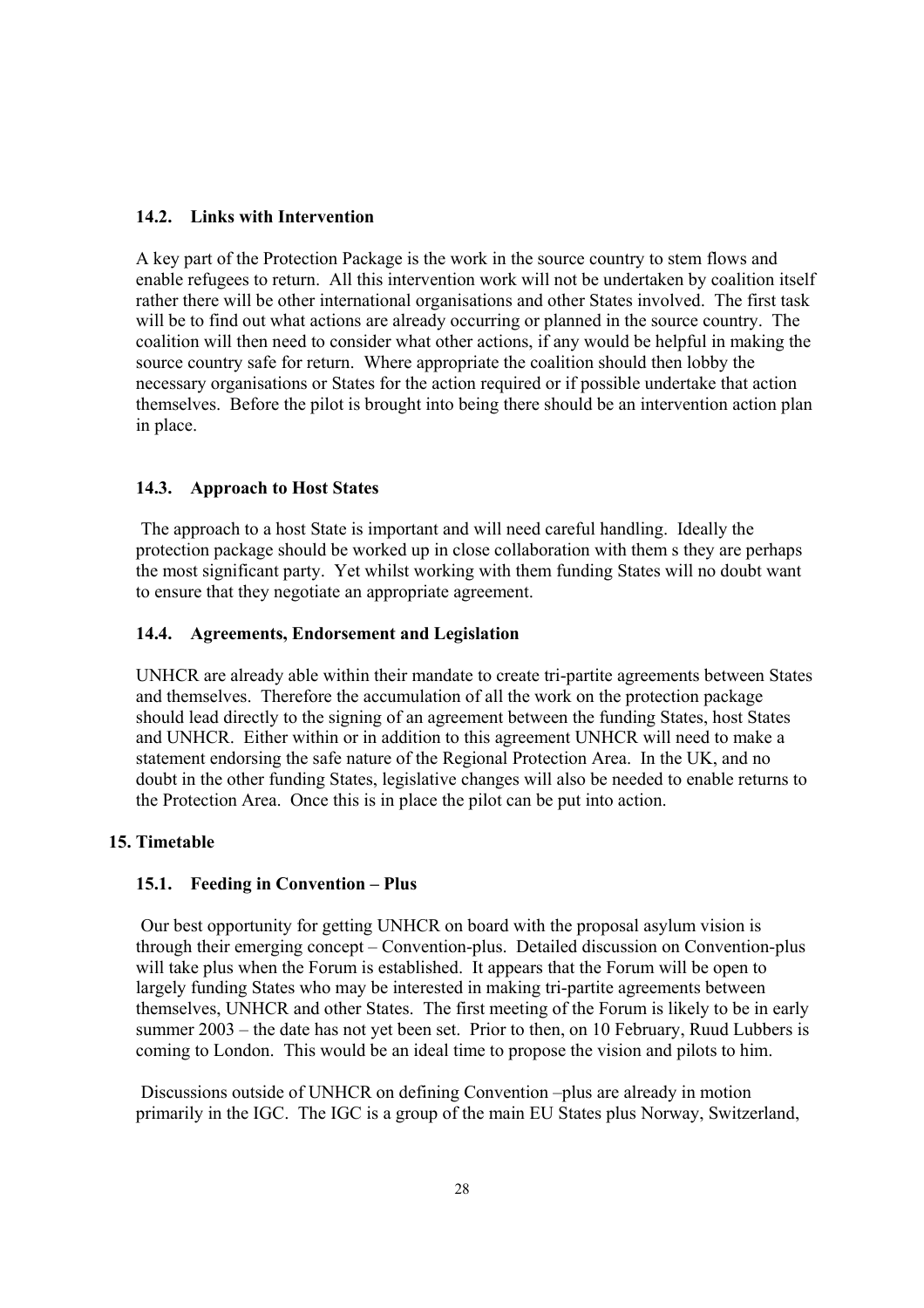### 14.2. Links with Intervention

A key part of the Protection Package is the work in the source country to stem flows and enable refugees to return. All this intervention work will not be undertaken by coalition itself rather there will be other international organisations and other States involved. The first task will be to find out what actions are already occurring or planned in the source country. The coalition will then need to consider what other actions, if any would be helpful in making the source country safe for return. Where appropriate the coalition should then lobby the necessary organisations or States for the action required or if possible undertake that action themselves. Before the pilot is brought into being there should be an intervention action plan in place.

### 14.3. Approach to Host States

The approach to a host State is important and will need careful handling. Ideally the protection package should be worked up in close collaboration with them s they are perhaps the most significant party. Yet whilst working with them funding States will no doubt want to ensure that they negotiate an appropriate agreement.

### 14.4. Agreements, Endorsement and Legislation

UNHCR are already able within their mandate to create tri-partite agreements between States and themselves. Therefore the accumulation of all the work on the protection package should lead directly to the signing of an agreement between the funding States, host States and UNHCR. Either within or in addition to this agreement UNHCR will need to make a statement endorsing the safe nature of the Regional Protection Area. In the UK, and no doubt in the other funding States, legislative changes will also be needed to enable returns to the Protection Area. Once this is in place the pilot can be put into action.

## 15. Timetable

### 15.1. Feeding in Convention – Plus

Our best opportunity for getting UNHCR on board with the proposal asylum vision is through their emerging concept – Convention-plus. Detailed discussion on Convention-plus will take plus when the Forum is established. It appears that the Forum will be open to largely funding States who may be interested in making tri-partite agreements between themselves, UNHCR and other States. The first meeting of the Forum is likely to be in early summer 2003 – the date has not yet been set. Prior to then, on 10 February, Ruud Lubbers is coming to London. This would be an ideal time to propose the vision and pilots to him.

Discussions outside of UNHCR on defining Convention –plus are already in motion primarily in the IGC. The IGC is a group of the main EU States plus Norway, Switzerland,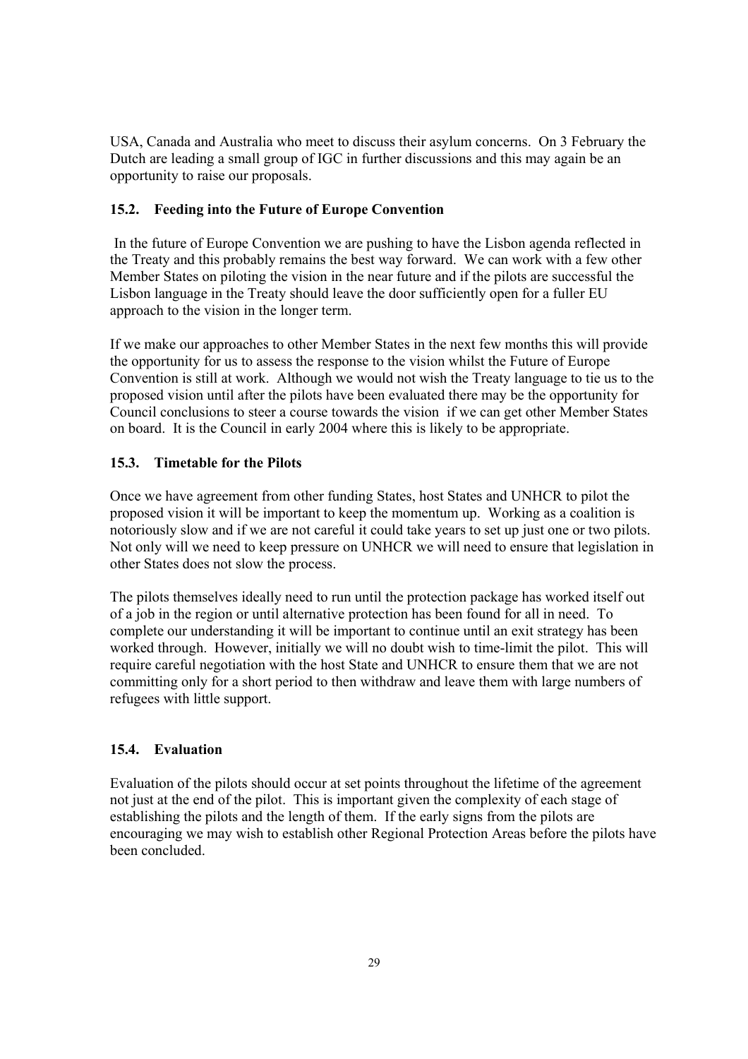USA, Canada and Australia who meet to discuss their asylum concerns. On 3 February the Dutch are leading a small group of IGC in further discussions and this may again be an opportunity to raise our proposals.

### 15.2. Feeding into the Future of Europe Convention

In the future of Europe Convention we are pushing to have the Lisbon agenda reflected in the Treaty and this probably remains the best way forward. We can work with a few other Member States on piloting the vision in the near future and if the pilots are successful the Lisbon language in the Treaty should leave the door sufficiently open for a fuller EU approach to the vision in the longer term.

If we make our approaches to other Member States in the next few months this will provide the opportunity for us to assess the response to the vision whilst the Future of Europe Convention is still at work. Although we would not wish the Treaty language to tie us to the proposed vision until after the pilots have been evaluated there may be the opportunity for Council conclusions to steer a course towards the vision if we can get other Member States on board. It is the Council in early 2004 where this is likely to be appropriate.

### 15.3. Timetable for the Pilots

Once we have agreement from other funding States, host States and UNHCR to pilot the proposed vision it will be important to keep the momentum up. Working as a coalition is notoriously slow and if we are not careful it could take years to set up just one or two pilots. Not only will we need to keep pressure on UNHCR we will need to ensure that legislation in other States does not slow the process.

The pilots themselves ideally need to run until the protection package has worked itself out of a job in the region or until alternative protection has been found for all in need. To complete our understanding it will be important to continue until an exit strategy has been worked through. However, initially we will no doubt wish to time-limit the pilot. This will require careful negotiation with the host State and UNHCR to ensure them that we are not committing only for a short period to then withdraw and leave them with large numbers of refugees with little support.

### 15.4. Evaluation

Evaluation of the pilots should occur at set points throughout the lifetime of the agreement not just at the end of the pilot. This is important given the complexity of each stage of establishing the pilots and the length of them. If the early signs from the pilots are encouraging we may wish to establish other Regional Protection Areas before the pilots have been concluded.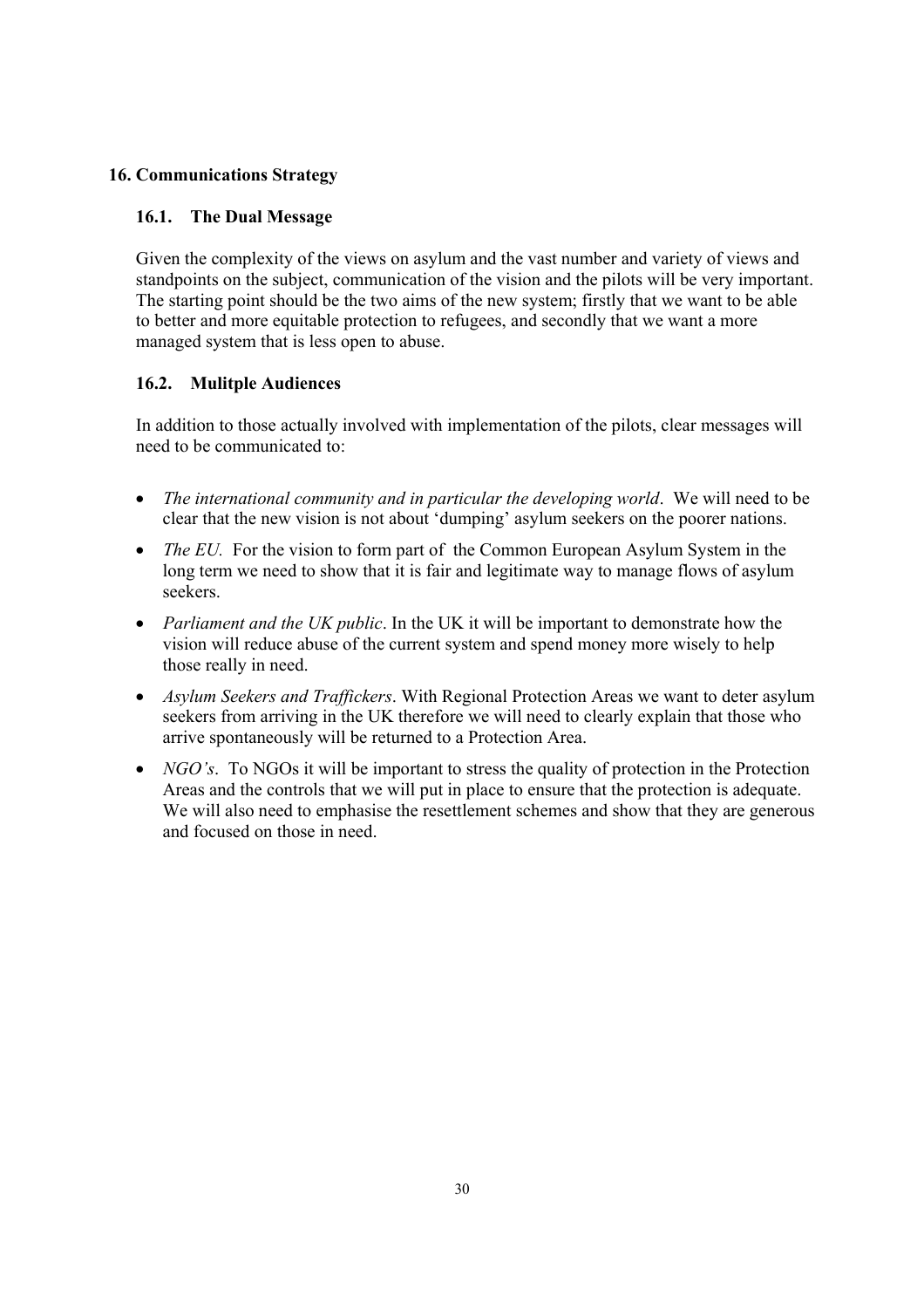## 16. Communications Strategy

### 16.1. The Dual Message

Given the complexity of the views on asylum and the vast number and variety of views and standpoints on the subject, communication of the vision and the pilots will be very important. The starting point should be the two aims of the new system; firstly that we want to be able to better and more equitable protection to refugees, and secondly that we want a more managed system that is less open to abuse.

### 16.2. Mulitple Audiences

In addition to those actually involved with implementation of the pilots, clear messages will need to be communicated to:

- *The international community and in particular the developing world*. We will need to be clear that the new vision is not about 'dumping' asylum seekers on the poorer nations.
- *The EU.* For the vision to form part of the Common European Asylum System in the long term we need to show that it is fair and legitimate way to manage flows of asylum seekers.
- *Parliament and the UK public*. In the UK it will be important to demonstrate how the vision will reduce abuse of the current system and spend money more wisely to help those really in need.
- *Asylum Seekers and Traffickers*. With Regional Protection Areas we want to deter asylum seekers from arriving in the UK therefore we will need to clearly explain that those who arrive spontaneously will be returned to a Protection Area.
- *NGO's*. To NGOs it will be important to stress the quality of protection in the Protection Areas and the controls that we will put in place to ensure that the protection is adequate. We will also need to emphasise the resettlement schemes and show that they are generous and focused on those in need.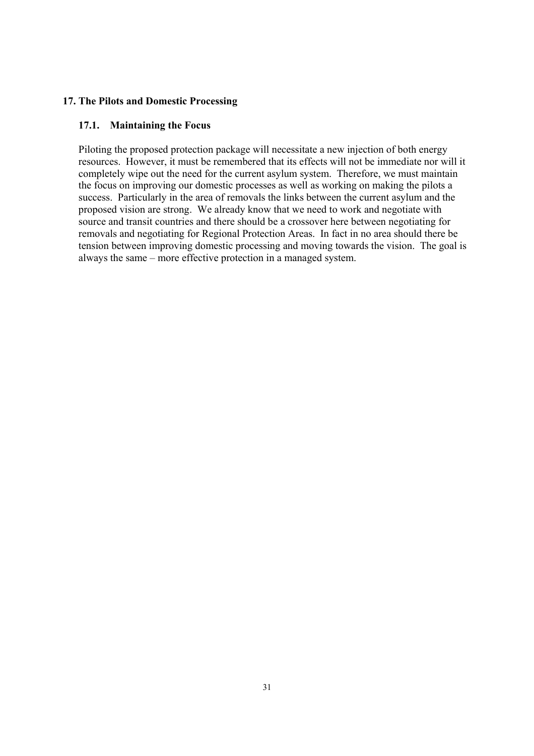## 17. The Pilots and Domestic Processing

### 17.1. Maintaining the Focus

Piloting the proposed protection package will necessitate a new injection of both energy resources. However, it must be remembered that its effects will not be immediate nor will it completely wipe out the need for the current asylum system. Therefore, we must maintain the focus on improving our domestic processes as well as working on making the pilots a success. Particularly in the area of removals the links between the current asylum and the proposed vision are strong. We already know that we need to work and negotiate with source and transit countries and there should be a crossover here between negotiating for removals and negotiating for Regional Protection Areas. In fact in no area should there be tension between improving domestic processing and moving towards the vision. The goal is always the same – more effective protection in a managed system.